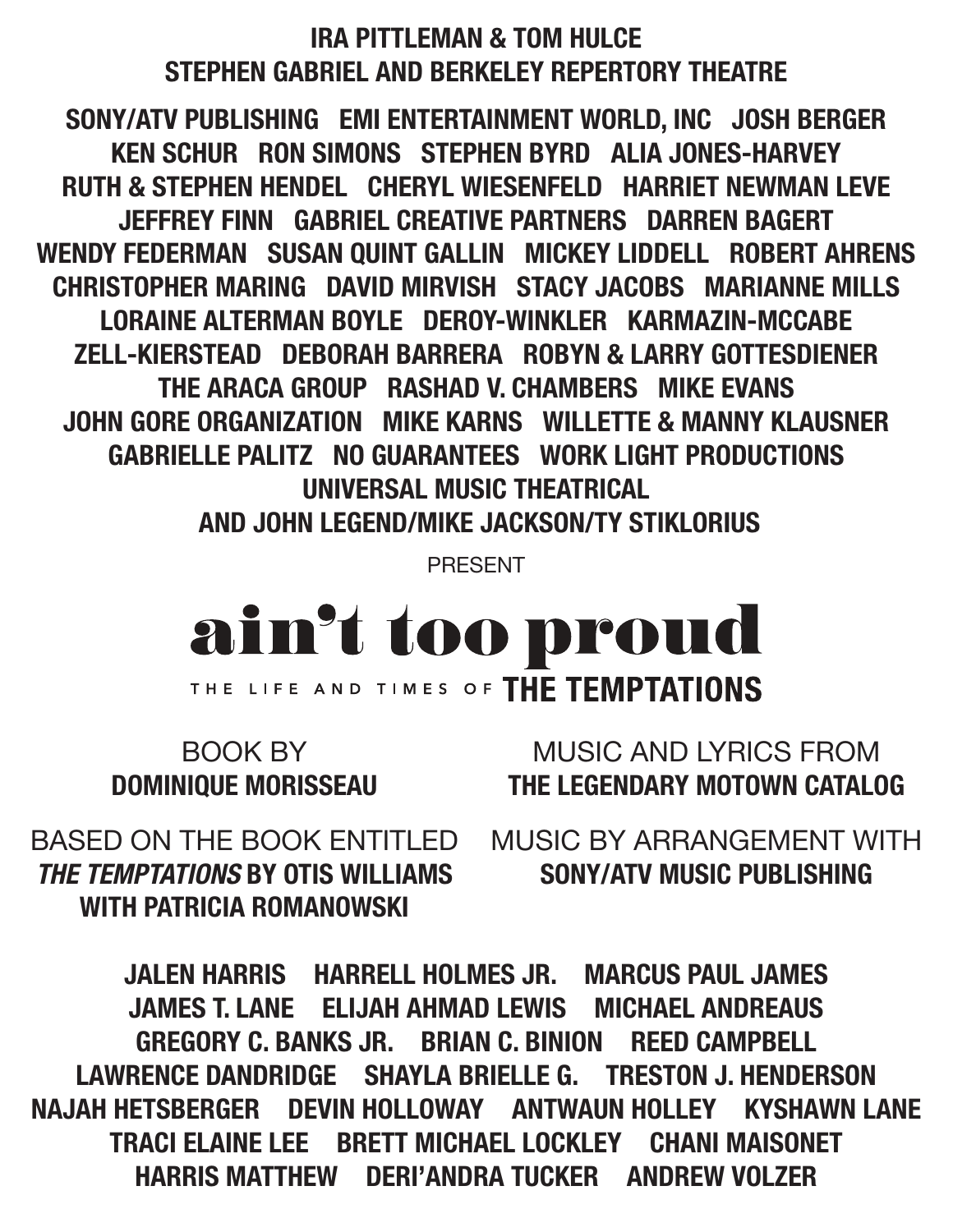**IRA PITTLEMAN & TOM HULCE**
**STEPHEN GABRIEL AND BERKELEY REPERTORY THEATRE**

**SONY/ATV PUBLISHING   EMI ENTERTAINMENT WORLD, INC   JOSH BERGER**
**KEN SCHUR   RON SIMONS   STEPHEN BYRD   ALIA JONES-HARVEY**
**RUTH & STEPHEN HENDEL   CHERYL WIESENFELD   HARRIET NEWMAN LEVE**
**JEFFREY FINN   GABRIEL CREATIVE PARTNERS   DARREN BAGERT**
**WENDY FEDERMAN   SUSAN QUINT GALLIN   MICKEY LIDDELL   ROBERT AHRENS**
**CHRISTOPHER MARING   DAVID MIRVISH   STACY JACOBS   MARIANNE MILLS**
**LORAINE ALTERMAN BOYLE   DEROY-WINKLER   KARMAZIN-MCCABE**
**ZELL-KIERSTEAD   DEBORAH BARRERA   ROBYN & LARRY GOTTESDIENER**
**THE ARACA GROUP   RASHAD V. CHAMBERS   MIKE EVANS**
**JOHN GORE ORGANIZATION   MIKE KARNS   WILLETTE & MANNY KLAUSNER**
**GABRIELLE PALITZ   NO GUARANTEES   WORK LIGHT PRODUCTIONS**
**UNIVERSAL MUSIC THEATRICAL**
**AND JOHN LEGEND/MIKE JACKSON/TY STIKLORIUS**

PRESENT

# ain't too proud

## THE LIFE AND TIMES OF **THE TEMPTATIONS**

BOOK BY
**DOMINIQUE MORISSEAU**

MUSIC AND LYRICS FROM
**THE LEGENDARY MOTOWN CATALOG**

BASED ON THE BOOK ENTITLED
***THE TEMPTATIONS* BY OTIS WILLIAMS**
**WITH PATRICIA ROMANOWSKI**

MUSIC BY ARRANGEMENT WITH
**SONY/ATV MUSIC PUBLISHING**

**JALEN HARRIS   HARRELL HOLMES JR.   MARCUS PAUL JAMES**
**JAMES T. LANE   ELIJAH AHMAD LEWIS   MICHAEL ANDREAUS**
**GREGORY C. BANKS JR.   BRIAN C. BINION   REED CAMPBELL**
**LAWRENCE DANDRIDGE   SHAYLA BRIELLE G.   TRESTON J. HENDERSON**
**NAJAH HETSBERGER   DEVIN HOLLOWAY   ANTWAUN HOLLEY   KYSHAWN LANE**
**TRACI ELAINE LEE   BRETT MICHAEL LOCKLEY   CHANI MAISONET**
**HARRIS MATTHEW   DERI'ANDRA TUCKER   ANDREW VOLZER**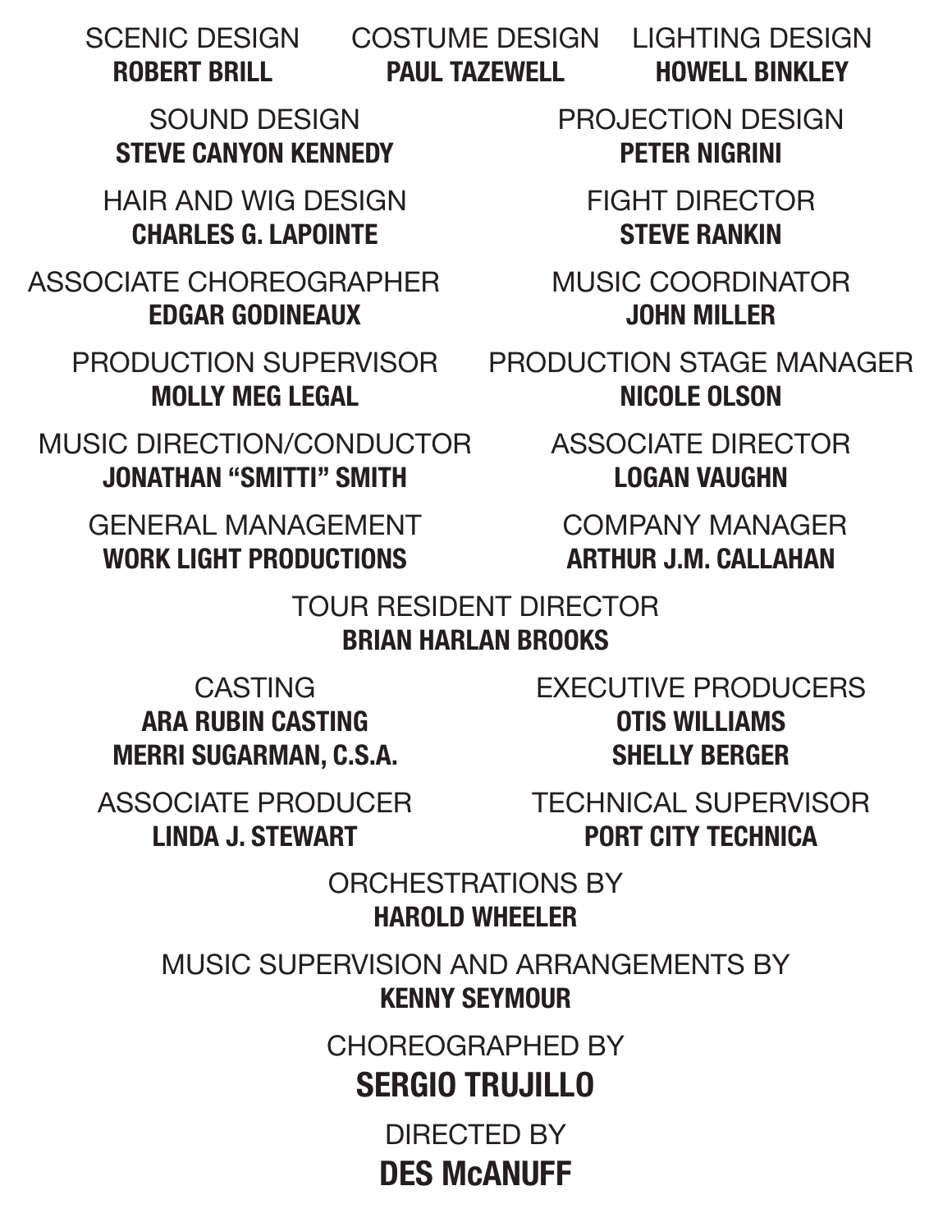SCENIC DESIGN
**ROBERT BRILL**

COSTUME DESIGN
**PAUL TAZEWELL**

LIGHTING DESIGN
**HOWELL BINKLEY**

SOUND DESIGN
**STEVE CANYON KENNEDY**

PROJECTION DESIGN
**PETER NIGRINI**

HAIR AND WIG DESIGN
**CHARLES G. LAPOINTE**

FIGHT DIRECTOR
**STEVE RANKIN**

ASSOCIATE CHOREOGRAPHER
**EDGAR GODINEAUX**

MUSIC COORDINATOR
**JOHN MILLER**

PRODUCTION SUPERVISOR
**MOLLY MEG LEGAL**

PRODUCTION STAGE MANAGER
**NICOLE OLSON**

MUSIC DIRECTION/CONDUCTOR
**JONATHAN "SMITTI" SMITH**

ASSOCIATE DIRECTOR
**LOGAN VAUGHN**

GENERAL MANAGEMENT
**WORK LIGHT PRODUCTIONS**

COMPANY MANAGER
**ARTHUR J.M. CALLAHAN**

TOUR RESIDENT DIRECTOR
**BRIAN HARLAN BROOKS**

CASTING
**ARA RUBIN CASTING**
**MERRI SUGARMAN, C.S.A.**

EXECUTIVE PRODUCERS
**OTIS WILLIAMS**
**SHELLY BERGER**

ASSOCIATE PRODUCER
**LINDA J. STEWART**

TECHNICAL SUPERVISOR
**PORT CITY TECHNICA**

ORCHESTRATIONS BY
**HAROLD WHEELER**

MUSIC SUPERVISION AND ARRANGEMENTS BY
**KENNY SEYMOUR**

CHOREOGRAPHED BY
**SERGIO TRUJILLO**

DIRECTED BY
**DES McANUFF**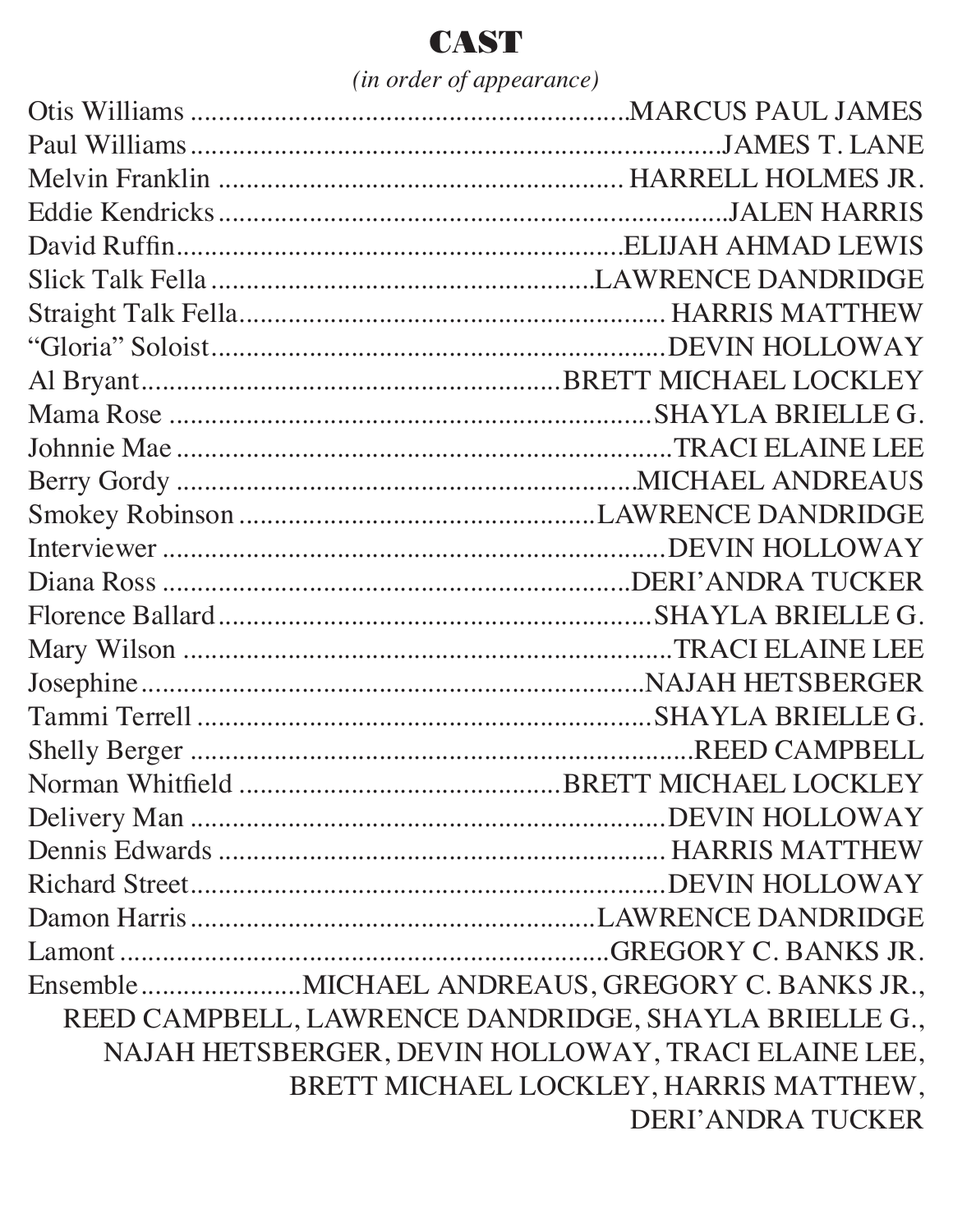# CAST

*(in order of appearance)*

Otis Williams ............................................................MARCUS PAUL JAMES
Paul Williams ...........................................................................JAMES T. LANE
Melvin Franklin ........................................................ HARRELL HOLMES JR.
Eddie Kendricks .........................................................................JALEN HARRIS
David Ruffin................................................................ELIJAH AHMAD LEWIS
Slick Talk Fella ....................................................LAWRENCE DANDRIDGE
Straight Talk Fella............................................................. HARRIS MATTHEW
"Gloria" Soloist................................................................DEVIN HOLLOWAY
Al Bryant...........................................................BRETT MICHAEL LOCKLEY
Mama Rose ....................................................................SHAYLA BRIELLE G.
Johnnie Mae .....................................................................TRACI ELAINE LEE
Berry Gordy ...................................................................MICHAEL ANDREAUS
Smokey Robinson ...............................................LAWRENCE DANDRIDGE
Interviewer ........................................................................DEVIN HOLLOWAY
Diana Ross .....................................................................DERI'ANDRA TUCKER
Florence Ballard..............................................................SHAYLA BRIELLE G.
Mary Wilson .....................................................................TRACI ELAINE LEE
Josephine........................................................................NAJAH HETSBERGER
Tammi Terrell .................................................................SHAYLA BRIELLE G.
Shelly Berger ........................................................................REED CAMPBELL
Norman Whitfield .............................................BRETT MICHAEL LOCKLEY
Delivery Man ....................................................................DEVIN HOLLOWAY
Dennis Edwards ................................................................ HARRIS MATTHEW
Richard Street....................................................................DEVIN HOLLOWAY
Damon Harris ....................................................LAWRENCE DANDRIDGE
Lamont ...........................................................................GREGORY C. BANKS JR.
Ensemble......................MICHAEL ANDREAUS, GREGORY C. BANKS JR., REED CAMPBELL, LAWRENCE DANDRIDGE, SHAYLA BRIELLE G., NAJAH HETSBERGER, DEVIN HOLLOWAY, TRACI ELAINE LEE, BRETT MICHAEL LOCKLEY, HARRIS MATTHEW, DERI'ANDRA TUCKER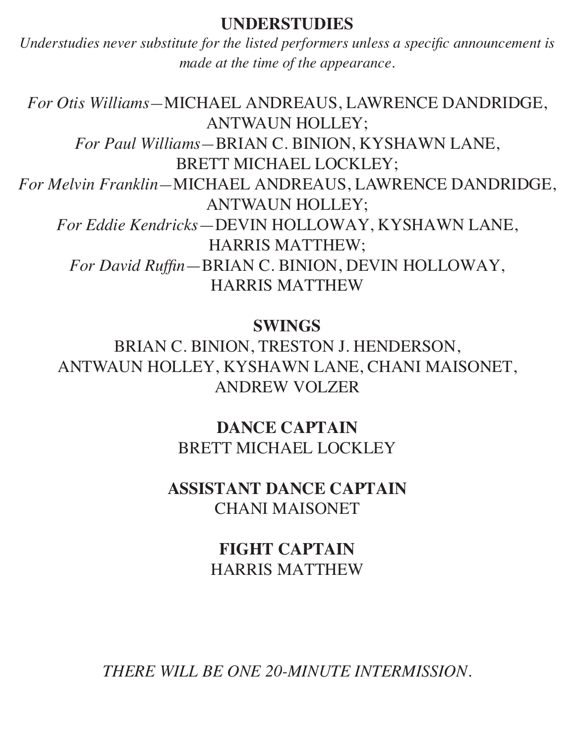## UNDERSTUDIES

*Understudies never substitute for the listed performers unless a specific announcement is made at the time of the appearance.*

*For Otis Williams*—MICHAEL ANDREAUS, LAWRENCE DANDRIDGE, ANTWAUN HOLLEY;
*For Paul Williams*—BRIAN C. BINION, KYSHAWN LANE, BRETT MICHAEL LOCKLEY;
*For Melvin Franklin*—MICHAEL ANDREAUS, LAWRENCE DANDRIDGE, ANTWAUN HOLLEY;
*For Eddie Kendricks*—DEVIN HOLLOWAY, KYSHAWN LANE, HARRIS MATTHEW;
*For David Ruffin*—BRIAN C. BINION, DEVIN HOLLOWAY, HARRIS MATTHEW

## SWINGS

BRIAN C. BINION, TRESTON J. HENDERSON, ANTWAUN HOLLEY, KYSHAWN LANE, CHANI MAISONET, ANDREW VOLZER

## DANCE CAPTAIN

BRETT MICHAEL LOCKLEY

## ASSISTANT DANCE CAPTAIN

CHANI MAISONET

## FIGHT CAPTAIN

HARRIS MATTHEW

*THERE WILL BE ONE 20-MINUTE INTERMISSION.*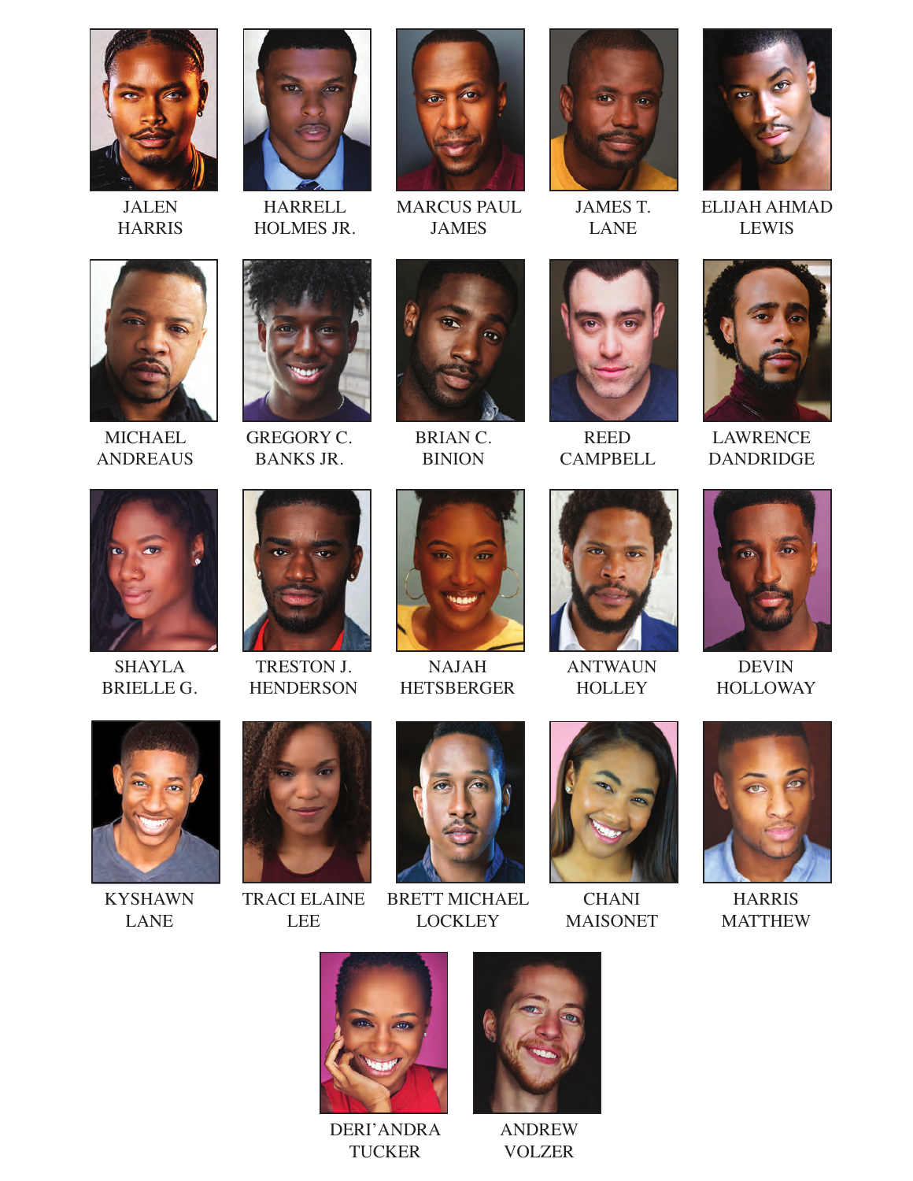JALEN HARRIS

HARRELL HOLMES JR.

MARCUS PAUL JAMES

JAMES T. LANE

ELIJAH AHMAD LEWIS

MICHAEL ANDREAUS

GREGORY C. BANKS JR.

BRIAN C. BINION

REED CAMPBELL

LAWRENCE DANDRIDGE

SHAYLA BRIELLE G.

TRESTON J. HENDERSON

NAJAH HETSBERGER

ANTWAUN HOLLEY

DEVIN HOLLOWAY

KYSHAWN LANE

TRACI ELAINE LEE

BRETT MICHAEL LOCKLEY

CHANI MAISONET

HARRIS MATTHEW

DERI'ANDRA TUCKER

ANDREW VOLZER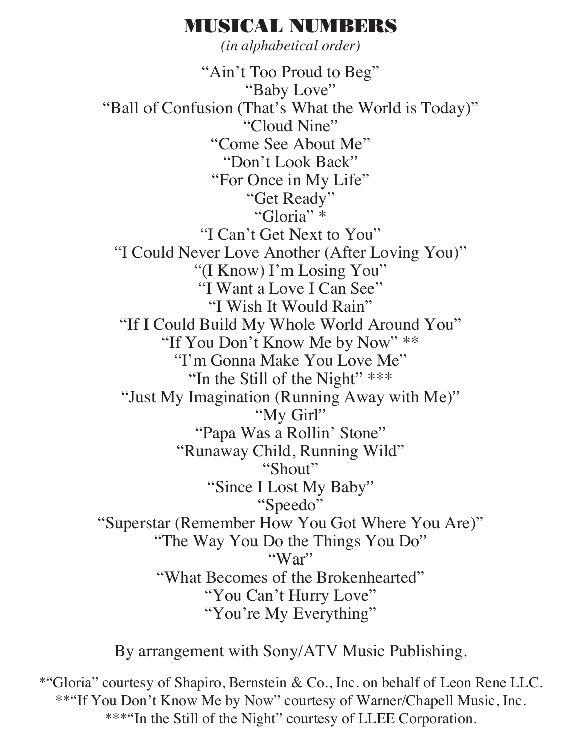# MUSICAL NUMBERS

*(in alphabetical order)*

"Ain't Too Proud to Beg"
"Baby Love"
"Ball of Confusion (That's What the World is Today)"
"Cloud Nine"
"Come See About Me"
"Don't Look Back"
"For Once in My Life"
"Get Ready"
"Gloria" *
"I Can't Get Next to You"
"I Could Never Love Another (After Loving You)"
"(I Know) I'm Losing You"
"I Want a Love I Can See"
"I Wish It Would Rain"
"If I Could Build My Whole World Around You"
"If You Don't Know Me by Now" **
"I'm Gonna Make You Love Me"
"In the Still of the Night" ***
"Just My Imagination (Running Away with Me)"
"My Girl"
"Papa Was a Rollin' Stone"
"Runaway Child, Running Wild"
"Shout"
"Since I Lost My Baby"
"Speedo"
"Superstar (Remember How You Got Where You Are)"
"The Way You Do the Things You Do"
"War"
"What Becomes of the Brokenhearted"
"You Can't Hurry Love"
"You're My Everything"

By arrangement with Sony/ATV Music Publishing.

*"Gloria" courtesy of Shapiro, Bernstein & Co., Inc. on behalf of Leon Rene LLC.
**"If You Don't Know Me by Now" courtesy of Warner/Chapell Music, Inc.
***"In the Still of the Night" courtesy of LLEE Corporation.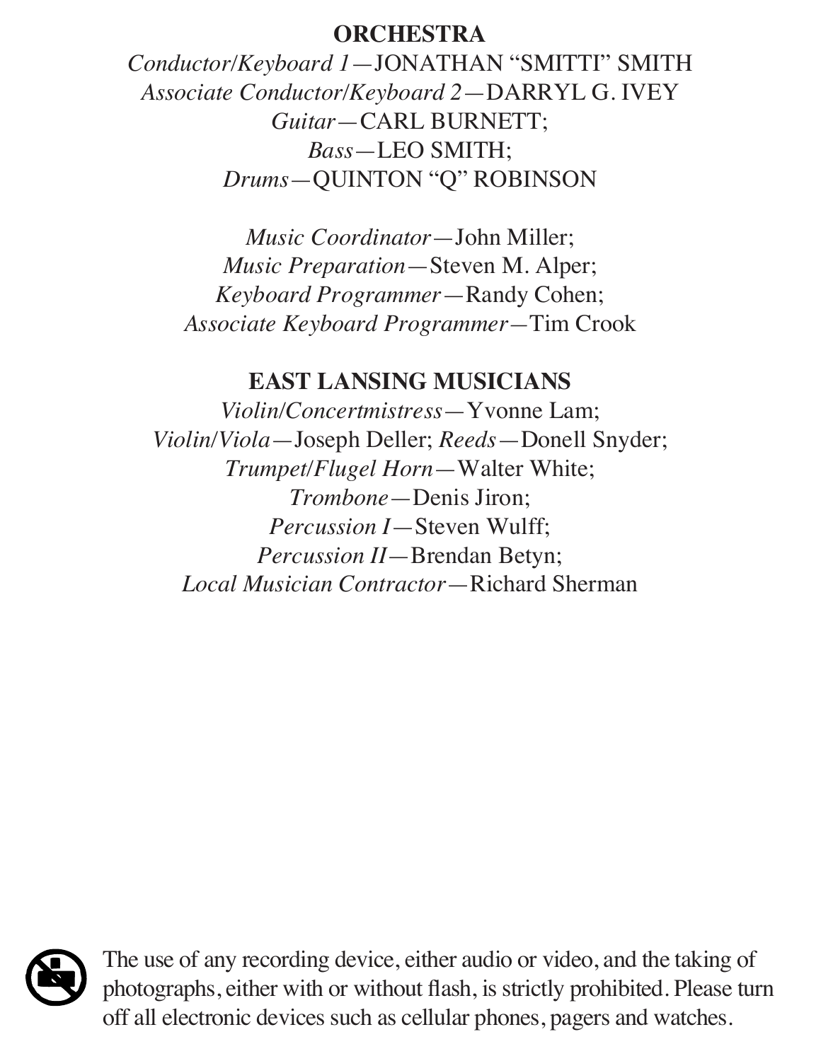## ORCHESTRA

*Conductor/Keyboard 1*—JONATHAN "SMITTI" SMITH
*Associate Conductor/Keyboard 2*—DARRYL G. IVEY
*Guitar*—CARL BURNETT;
*Bass*—LEO SMITH;
*Drums*—QUINTON "Q" ROBINSON

*Music Coordinator*—John Miller;
*Music Preparation*—Steven M. Alper;
*Keyboard Programmer*—Randy Cohen;
*Associate Keyboard Programmer*—Tim Crook

## EAST LANSING MUSICIANS

*Violin/Concertmistress*—Yvonne Lam;
*Violin/Viola*—Joseph Deller; *Reeds*—Donell Snyder;
*Trumpet/Flugel Horn*—Walter White;
*Trombone*—Denis Jiron;
*Percussion I*—Steven Wulff;
*Percussion II*—Brendan Betyn;
*Local Musician Contractor*—Richard Sherman

The use of any recording device, either audio or video, and the taking of photographs, either with or without flash, is strictly prohibited. Please turn off all electronic devices such as cellular phones, pagers and watches.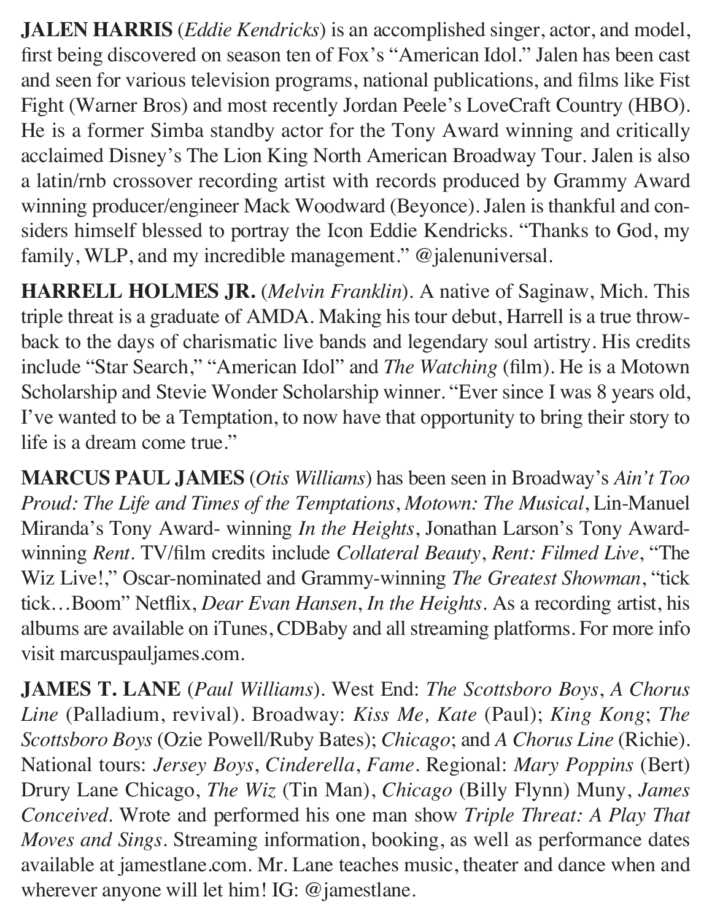**JALEN HARRIS** (*Eddie Kendricks*) is an accomplished singer, actor, and model, first being discovered on season ten of Fox's "American Idol." Jalen has been cast and seen for various television programs, national publications, and films like Fist Fight (Warner Bros) and most recently Jordan Peele's LoveCraft Country (HBO). He is a former Simba standby actor for the Tony Award winning and critically acclaimed Disney's The Lion King North American Broadway Tour. Jalen is also a latin/rnb crossover recording artist with records produced by Grammy Award winning producer/engineer Mack Woodward (Beyonce). Jalen is thankful and considers himself blessed to portray the Icon Eddie Kendricks. "Thanks to God, my family, WLP, and my incredible management." @jalenuniversal.

**HARRELL HOLMES JR.** (*Melvin Franklin*). A native of Saginaw, Mich. This triple threat is a graduate of AMDA. Making his tour debut, Harrell is a true throwback to the days of charismatic live bands and legendary soul artistry. His credits include "Star Search," "American Idol" and *The Watching* (film). He is a Motown Scholarship and Stevie Wonder Scholarship winner. "Ever since I was 8 years old, I've wanted to be a Temptation, to now have that opportunity to bring their story to life is a dream come true."

**MARCUS PAUL JAMES** (*Otis Williams*) has been seen in Broadway's *Ain't Too Proud: The Life and Times of the Temptations*, *Motown: The Musical*, Lin-Manuel Miranda's Tony Award- winning *In the Heights*, Jonathan Larson's Tony Award-winning *Rent*. TV/film credits include *Collateral Beauty*, *Rent: Filmed Live*, "The Wiz Live!," Oscar-nominated and Grammy-winning *The Greatest Showman*, "tick tick…Boom" Netflix, *Dear Evan Hansen*, *In the Heights*. As a recording artist, his albums are available on iTunes, CDBaby and all streaming platforms. For more info visit marcuspauljames.com.

**JAMES T. LANE** (*Paul Williams*). West End: *The Scottsboro Boys*, *A Chorus Line* (Palladium, revival). Broadway: *Kiss Me, Kate* (Paul); *King Kong*; *The Scottsboro Boys* (Ozie Powell/Ruby Bates); *Chicago*; and *A Chorus Line* (Richie). National tours: *Jersey Boys*, *Cinderella*, *Fame*. Regional: *Mary Poppins* (Bert) Drury Lane Chicago, *The Wiz* (Tin Man), *Chicago* (Billy Flynn) Muny, *James Conceived*. Wrote and performed his one man show *Triple Threat: A Play That Moves and Sings*. Streaming information, booking, as well as performance dates available at jamestlane.com. Mr. Lane teaches music, theater and dance when and wherever anyone will let him! IG: @jamestlane.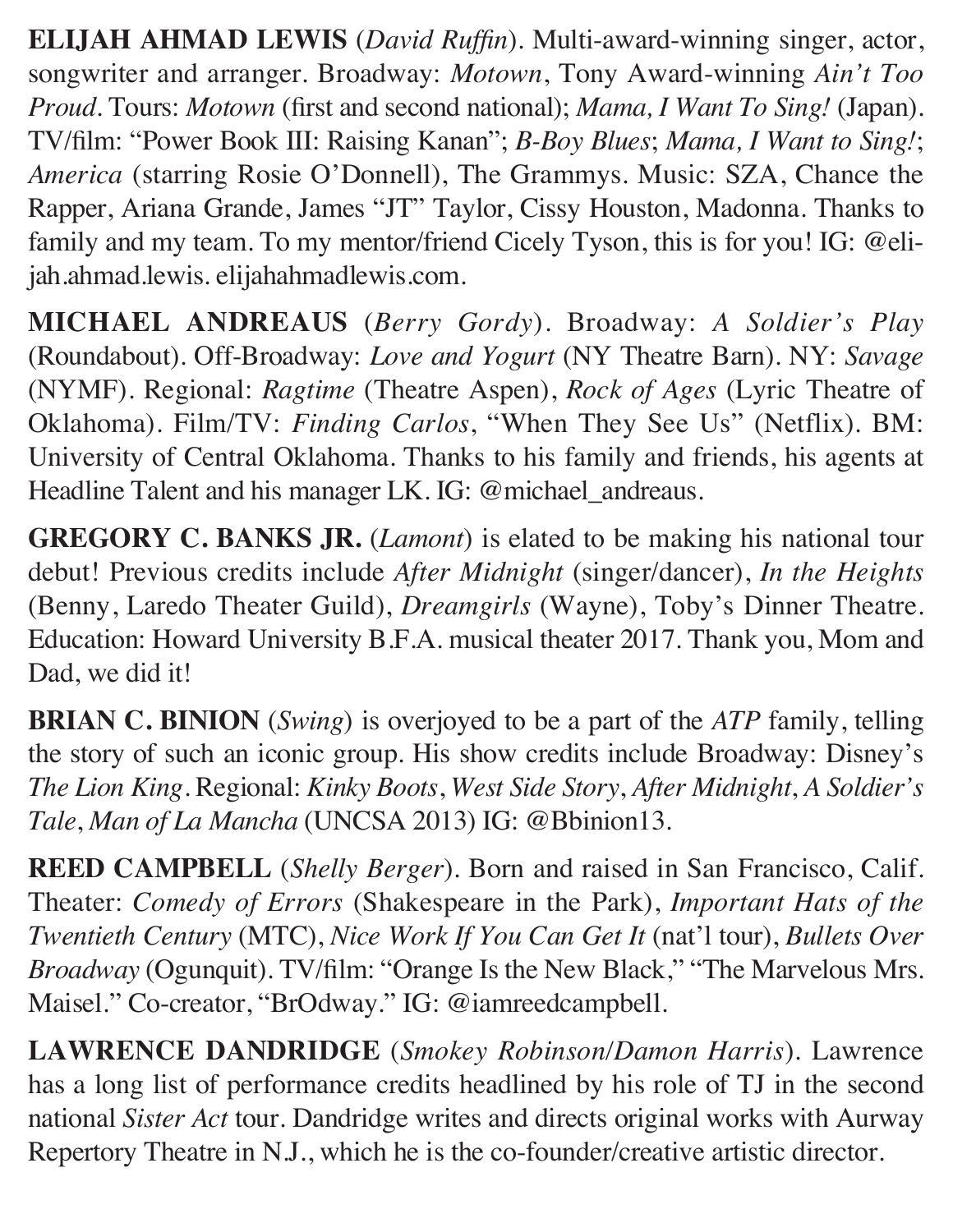**ELIJAH AHMAD LEWIS** (*David Ruffin*). Multi-award-winning singer, actor, songwriter and arranger. Broadway: *Motown*, Tony Award-winning *Ain't Too Proud*. Tours: *Motown* (first and second national); *Mama, I Want To Sing!* (Japan). TV/film: "Power Book III: Raising Kanan"; *B-Boy Blues*; *Mama, I Want to Sing!*; *America* (starring Rosie O'Donnell), The Grammys. Music: SZA, Chance the Rapper, Ariana Grande, James "JT" Taylor, Cissy Houston, Madonna. Thanks to family and my team. To my mentor/friend Cicely Tyson, this is for you! IG: @elijah.ahmad.lewis. elijahahmadlewis.com.

**MICHAEL ANDREAUS** (*Berry Gordy*). Broadway: *A Soldier's Play* (Roundabout). Off-Broadway: *Love and Yogurt* (NY Theatre Barn). NY: *Savage* (NYMF). Regional: *Ragtime* (Theatre Aspen), *Rock of Ages* (Lyric Theatre of Oklahoma). Film/TV: *Finding Carlos*, "When They See Us" (Netflix). BM: University of Central Oklahoma. Thanks to his family and friends, his agents at Headline Talent and his manager LK. IG: @michael_andreaus.

**GREGORY C. BANKS JR.** (*Lamont*) is elated to be making his national tour debut! Previous credits include *After Midnight* (singer/dancer), *In the Heights* (Benny, Laredo Theater Guild), *Dreamgirls* (Wayne), Toby's Dinner Theatre. Education: Howard University B.F.A. musical theater 2017. Thank you, Mom and Dad, we did it!

**BRIAN C. BINION** (*Swing*) is overjoyed to be a part of the *ATP* family, telling the story of such an iconic group. His show credits include Broadway: Disney's *The Lion King*. Regional: *Kinky Boots*, *West Side Story*, *After Midnight*, *A Soldier's Tale*, *Man of La Mancha* (UNCSA 2013) IG: @Bbinion13.

**REED CAMPBELL** (*Shelly Berger*). Born and raised in San Francisco, Calif. Theater: *Comedy of Errors* (Shakespeare in the Park), *Important Hats of the Twentieth Century* (MTC), *Nice Work If You Can Get It* (nat'l tour), *Bullets Over Broadway* (Ogunquit). TV/film: "Orange Is the New Black," "The Marvelous Mrs. Maisel." Co-creator, "BrOdway." IG: @iamreedcampbell.

**LAWRENCE DANDRIDGE** (*Smokey Robinson/Damon Harris*). Lawrence has a long list of performance credits headlined by his role of TJ in the second national *Sister Act* tour. Dandridge writes and directs original works with Aurway Repertory Theatre in N.J., which he is the co-founder/creative artistic director.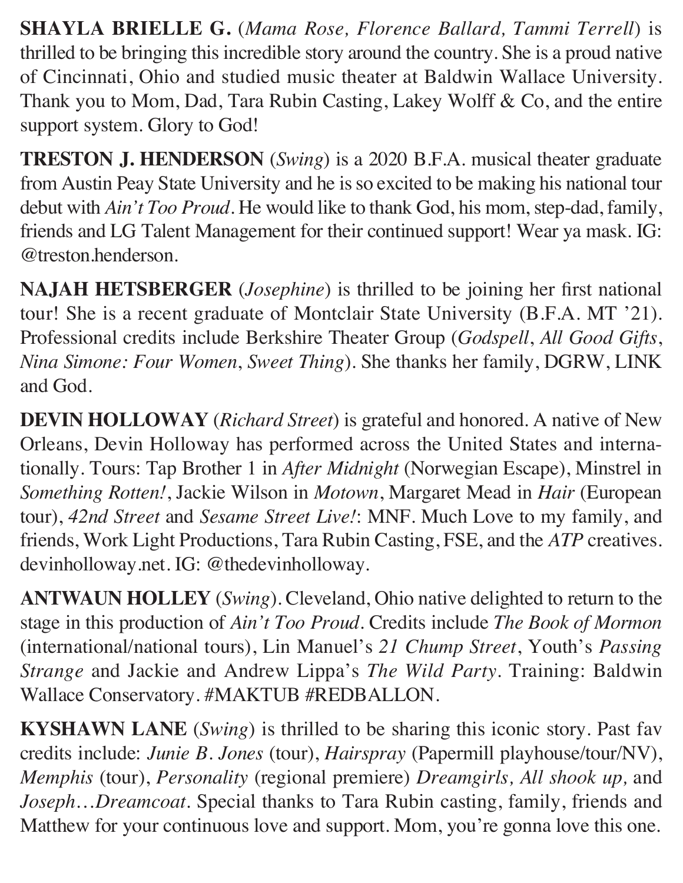**SHAYLA BRIELLE G.** (*Mama Rose, Florence Ballard, Tammi Terrell*) is thrilled to be bringing this incredible story around the country. She is a proud native of Cincinnati, Ohio and studied music theater at Baldwin Wallace University. Thank you to Mom, Dad, Tara Rubin Casting, Lakey Wolff & Co, and the entire support system. Glory to God!

**TRESTON J. HENDERSON** (*Swing*) is a 2020 B.F.A. musical theater graduate from Austin Peay State University and he is so excited to be making his national tour debut with *Ain't Too Proud*. He would like to thank God, his mom, step-dad, family, friends and LG Talent Management for their continued support! Wear ya mask. IG: @treston.henderson.

**NAJAH HETSBERGER** (*Josephine*) is thrilled to be joining her first national tour! She is a recent graduate of Montclair State University (B.F.A. MT '21). Professional credits include Berkshire Theater Group (*Godspell*, *All Good Gifts*, *Nina Simone: Four Women*, *Sweet Thing*). She thanks her family, DGRW, LINK and God.

**DEVIN HOLLOWAY** (*Richard Street*) is grateful and honored. A native of New Orleans, Devin Holloway has performed across the United States and internationally. Tours: Tap Brother 1 in *After Midnight* (Norwegian Escape), Minstrel in *Something Rotten!*, Jackie Wilson in *Motown*, Margaret Mead in *Hair* (European tour), *42nd Street* and *Sesame Street Live!*: MNF. Much Love to my family, and friends, Work Light Productions, Tara Rubin Casting, FSE, and the *ATP* creatives. devinholloway.net. IG: @thedevinholloway.

**ANTWAUN HOLLEY** (*Swing*). Cleveland, Ohio native delighted to return to the stage in this production of *Ain't Too Proud*. Credits include *The Book of Mormon* (international/national tours), Lin Manuel's *21 Chump Street*, Youth's *Passing Strange* and Jackie and Andrew Lippa's *The Wild Party*. Training: Baldwin Wallace Conservatory. #MAKTUB #REDBALLON.

**KYSHAWN LANE** (*Swing*) is thrilled to be sharing this iconic story. Past fav credits include: *Junie B. Jones* (tour), *Hairspray* (Papermill playhouse/tour/NV), *Memphis* (tour), *Personality* (regional premiere) *Dreamgirls, All shook up,* and *Joseph…Dreamcoat*. Special thanks to Tara Rubin casting, family, friends and Matthew for your continuous love and support. Mom, you're gonna love this one.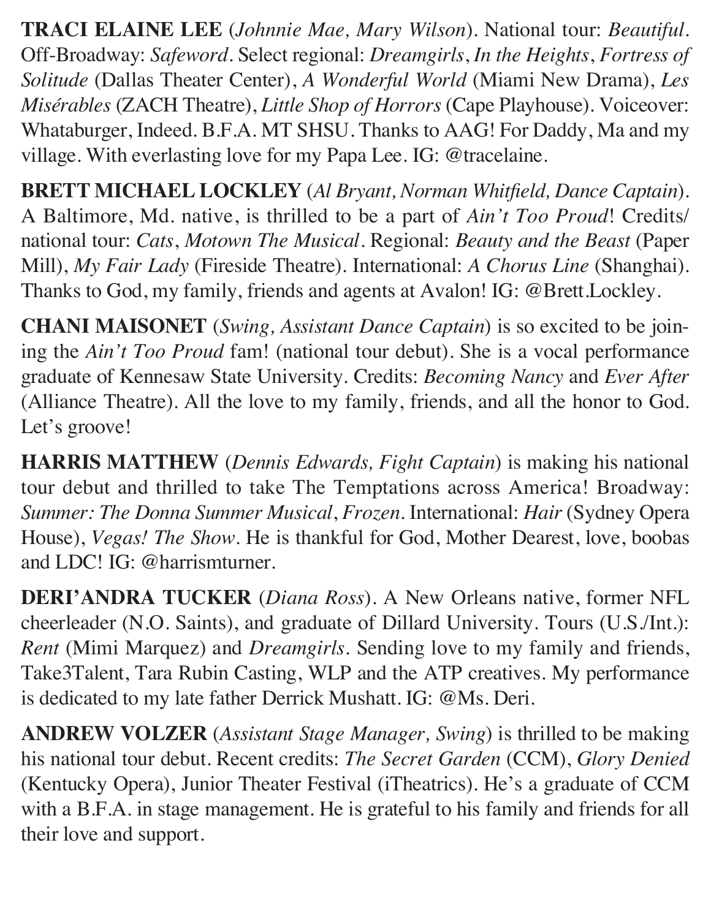**TRACI ELAINE LEE** (*Johnnie Mae, Mary Wilson*). National tour: *Beautiful*. Off-Broadway: *Safeword*. Select regional: *Dreamgirls*, *In the Heights*, *Fortress of Solitude* (Dallas Theater Center), *A Wonderful World* (Miami New Drama), *Les Misérables* (ZACH Theatre), *Little Shop of Horrors* (Cape Playhouse). Voiceover: Whataburger, Indeed. B.F.A. MT SHSU. Thanks to AAG! For Daddy, Ma and my village. With everlasting love for my Papa Lee. IG: @tracelaine.

**BRETT MICHAEL LOCKLEY** (*Al Bryant, Norman Whitfield, Dance Captain*). A Baltimore, Md. native, is thrilled to be a part of *Ain't Too Proud*! Credits/national tour: *Cats*, *Motown The Musical*. Regional: *Beauty and the Beast* (Paper Mill), *My Fair Lady* (Fireside Theatre). International: *A Chorus Line* (Shanghai). Thanks to God, my family, friends and agents at Avalon! IG: @Brett.Lockley.

**CHANI MAISONET** (*Swing, Assistant Dance Captain*) is so excited to be joining the *Ain't Too Proud* fam! (national tour debut). She is a vocal performance graduate of Kennesaw State University. Credits: *Becoming Nancy* and *Ever After* (Alliance Theatre). All the love to my family, friends, and all the honor to God. Let's groove!

**HARRIS MATTHEW** (*Dennis Edwards, Fight Captain*) is making his national tour debut and thrilled to take The Temptations across America! Broadway: *Summer: The Donna Summer Musical*, *Frozen*. International: *Hair* (Sydney Opera House), *Vegas! The Show*. He is thankful for God, Mother Dearest, love, boobas and LDC! IG: @harrismturner.

**DERI'ANDRA TUCKER** (*Diana Ross*). A New Orleans native, former NFL cheerleader (N.O. Saints), and graduate of Dillard University. Tours (U.S./Int.): *Rent* (Mimi Marquez) and *Dreamgirls*. Sending love to my family and friends, Take3Talent, Tara Rubin Casting, WLP and the ATP creatives. My performance is dedicated to my late father Derrick Mushatt. IG: @Ms. Deri.

**ANDREW VOLZER** (*Assistant Stage Manager, Swing*) is thrilled to be making his national tour debut. Recent credits: *The Secret Garden* (CCM), *Glory Denied* (Kentucky Opera), Junior Theater Festival (iTheatrics). He's a graduate of CCM with a B.F.A. in stage management. He is grateful to his family and friends for all their love and support.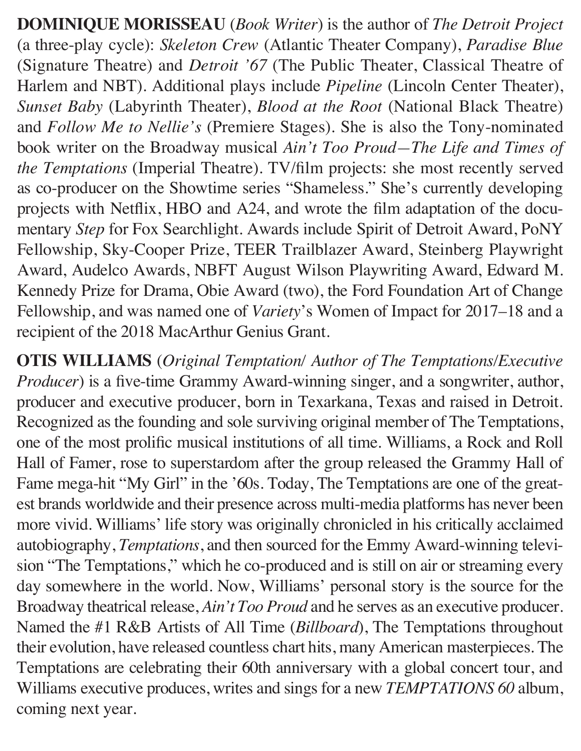**DOMINIQUE MORISSEAU** (*Book Writer*) is the author of *The Detroit Project* (a three-play cycle): *Skeleton Crew* (Atlantic Theater Company), *Paradise Blue* (Signature Theatre) and *Detroit '67* (The Public Theater, Classical Theatre of Harlem and NBT). Additional plays include *Pipeline* (Lincoln Center Theater), *Sunset Baby* (Labyrinth Theater), *Blood at the Root* (National Black Theatre) and *Follow Me to Nellie's* (Premiere Stages). She is also the Tony-nominated book writer on the Broadway musical *Ain't Too Proud—The Life and Times of the Temptations* (Imperial Theatre). TV/film projects: she most recently served as co-producer on the Showtime series "Shameless." She's currently developing projects with Netflix, HBO and A24, and wrote the film adaptation of the documentary *Step* for Fox Searchlight. Awards include Spirit of Detroit Award, PoNY Fellowship, Sky-Cooper Prize, TEER Trailblazer Award, Steinberg Playwright Award, Audelco Awards, NBFT August Wilson Playwriting Award, Edward M. Kennedy Prize for Drama, Obie Award (two), the Ford Foundation Art of Change Fellowship, and was named one of *Variety*'s Women of Impact for 2017–18 and a recipient of the 2018 MacArthur Genius Grant.

**OTIS WILLIAMS** (*Original Temptation/ Author of The Temptations/Executive Producer*) is a five-time Grammy Award-winning singer, and a songwriter, author, producer and executive producer, born in Texarkana, Texas and raised in Detroit. Recognized as the founding and sole surviving original member of The Temptations, one of the most prolific musical institutions of all time. Williams, a Rock and Roll Hall of Famer, rose to superstardom after the group released the Grammy Hall of Fame mega-hit "My Girl" in the '60s. Today, The Temptations are one of the greatest brands worldwide and their presence across multi-media platforms has never been more vivid. Williams' life story was originally chronicled in his critically acclaimed autobiography, *Temptations*, and then sourced for the Emmy Award-winning television "The Temptations," which he co-produced and is still on air or streaming every day somewhere in the world. Now, Williams' personal story is the source for the Broadway theatrical release, *Ain't Too Proud* and he serves as an executive producer. Named the #1 R&B Artists of All Time (*Billboard*), The Temptations throughout their evolution, have released countless chart hits, many American masterpieces. The Temptations are celebrating their 60th anniversary with a global concert tour, and Williams executive produces, writes and sings for a new *TEMPTATIONS 60* album, coming next year.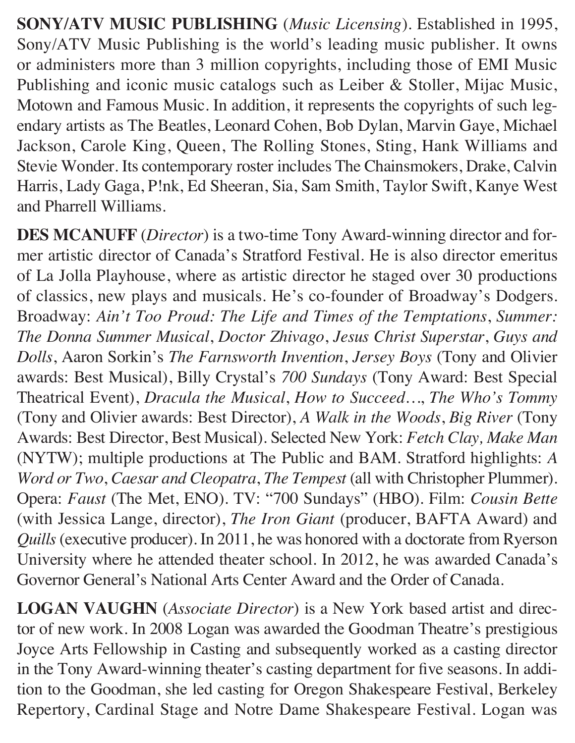**SONY/ATV MUSIC PUBLISHING** (*Music Licensing*). Established in 1995, Sony/ATV Music Publishing is the world's leading music publisher. It owns or administers more than 3 million copyrights, including those of EMI Music Publishing and iconic music catalogs such as Leiber & Stoller, Mijac Music, Motown and Famous Music. In addition, it represents the copyrights of such legendary artists as The Beatles, Leonard Cohen, Bob Dylan, Marvin Gaye, Michael Jackson, Carole King, Queen, The Rolling Stones, Sting, Hank Williams and Stevie Wonder. Its contemporary roster includes The Chainsmokers, Drake, Calvin Harris, Lady Gaga, P!nk, Ed Sheeran, Sia, Sam Smith, Taylor Swift, Kanye West and Pharrell Williams.

**DES MCANUFF** (*Director*) is a two-time Tony Award-winning director and former artistic director of Canada's Stratford Festival. He is also director emeritus of La Jolla Playhouse, where as artistic director he staged over 30 productions of classics, new plays and musicals. He's co-founder of Broadway's Dodgers. Broadway: *Ain't Too Proud: The Life and Times of the Temptations*, *Summer: The Donna Summer Musical*, *Doctor Zhivago*, *Jesus Christ Superstar*, *Guys and Dolls*, Aaron Sorkin's *The Farnsworth Invention*, *Jersey Boys* (Tony and Olivier awards: Best Musical), Billy Crystal's *700 Sundays* (Tony Award: Best Special Theatrical Event), *Dracula the Musical*, *How to Succeed…*, *The Who's Tommy* (Tony and Olivier awards: Best Director), *A Walk in the Woods*, *Big River* (Tony Awards: Best Director, Best Musical). Selected New York: *Fetch Clay, Make Man* (NYTW); multiple productions at The Public and BAM. Stratford highlights: *A Word or Two*, *Caesar and Cleopatra*, *The Tempest* (all with Christopher Plummer). Opera: *Faust* (The Met, ENO). TV: "700 Sundays" (HBO). Film: *Cousin Bette* (with Jessica Lange, director), *The Iron Giant* (producer, BAFTA Award) and *Quills* (executive producer). In 2011, he was honored with a doctorate from Ryerson University where he attended theater school. In 2012, he was awarded Canada's Governor General's National Arts Center Award and the Order of Canada.

**LOGAN VAUGHN** (*Associate Director*) is a New York based artist and director of new work. In 2008 Logan was awarded the Goodman Theatre's prestigious Joyce Arts Fellowship in Casting and subsequently worked as a casting director in the Tony Award-winning theater's casting department for five seasons. In addition to the Goodman, she led casting for Oregon Shakespeare Festival, Berkeley Repertory, Cardinal Stage and Notre Dame Shakespeare Festival. Logan was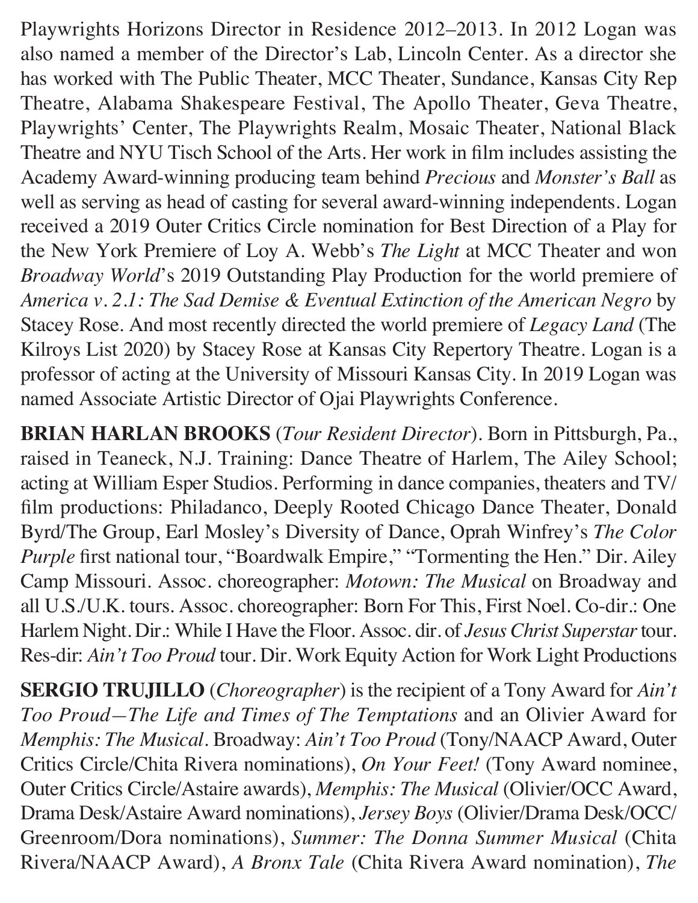Playwrights Horizons Director in Residence 2012–2013. In 2012 Logan was also named a member of the Director's Lab, Lincoln Center. As a director she has worked with The Public Theater, MCC Theater, Sundance, Kansas City Rep Theatre, Alabama Shakespeare Festival, The Apollo Theater, Geva Theatre, Playwrights' Center, The Playwrights Realm, Mosaic Theater, National Black Theatre and NYU Tisch School of the Arts. Her work in film includes assisting the Academy Award-winning producing team behind *Precious* and *Monster's Ball* as well as serving as head of casting for several award-winning independents. Logan received a 2019 Outer Critics Circle nomination for Best Direction of a Play for the New York Premiere of Loy A. Webb's *The Light* at MCC Theater and won *Broadway World*'s 2019 Outstanding Play Production for the world premiere of *America v. 2.1: The Sad Demise & Eventual Extinction of the American Negro* by Stacey Rose. And most recently directed the world premiere of *Legacy Land* (The Kilroys List 2020) by Stacey Rose at Kansas City Repertory Theatre. Logan is a professor of acting at the University of Missouri Kansas City. In 2019 Logan was named Associate Artistic Director of Ojai Playwrights Conference.

**BRIAN HARLAN BROOKS** (*Tour Resident Director*). Born in Pittsburgh, Pa., raised in Teaneck, N.J. Training: Dance Theatre of Harlem, The Ailey School; acting at William Esper Studios. Performing in dance companies, theaters and TV/film productions: Philadanco, Deeply Rooted Chicago Dance Theater, Donald Byrd/The Group, Earl Mosley's Diversity of Dance, Oprah Winfrey's *The Color Purple* first national tour, "Boardwalk Empire," "Tormenting the Hen." Dir. Ailey Camp Missouri. Assoc. choreographer: *Motown: The Musical* on Broadway and all U.S./U.K. tours. Assoc. choreographer: Born For This, First Noel. Co-dir.: One Harlem Night. Dir.: While I Have the Floor. Assoc. dir. of *Jesus Christ Superstar* tour. Res-dir: *Ain't Too Proud* tour. Dir. Work Equity Action for Work Light Productions

**SERGIO TRUJILLO** (*Choreographer*) is the recipient of a Tony Award for *Ain't Too Proud—The Life and Times of The Temptations* and an Olivier Award for *Memphis: The Musical*. Broadway: *Ain't Too Proud* (Tony/NAACP Award, Outer Critics Circle/Chita Rivera nominations), *On Your Feet!* (Tony Award nominee, Outer Critics Circle/Astaire awards), *Memphis: The Musical* (Olivier/OCC Award, Drama Desk/Astaire Award nominations), *Jersey Boys* (Olivier/Drama Desk/OCC/Greenroom/Dora nominations), *Summer: The Donna Summer Musical* (Chita Rivera/NAACP Award), *A Bronx Tale* (Chita Rivera Award nomination), *The*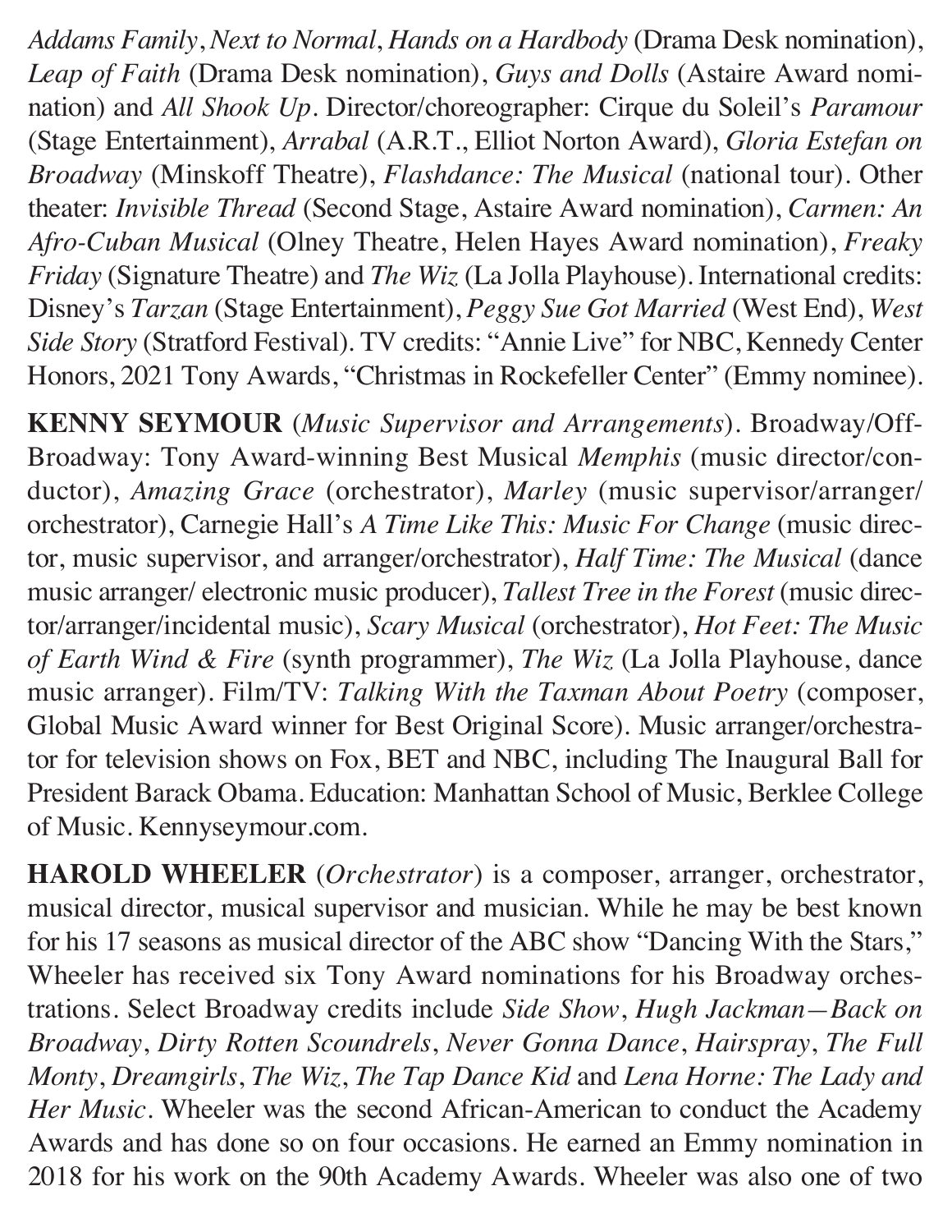*Addams Family*, *Next to Normal*, *Hands on a Hardbody* (Drama Desk nomination), *Leap of Faith* (Drama Desk nomination), *Guys and Dolls* (Astaire Award nomination) and *All Shook Up*. Director/choreographer: Cirque du Soleil's *Paramour* (Stage Entertainment), *Arrabal* (A.R.T., Elliot Norton Award), *Gloria Estefan on Broadway* (Minskoff Theatre), *Flashdance: The Musical* (national tour). Other theater: *Invisible Thread* (Second Stage, Astaire Award nomination), *Carmen: An Afro-Cuban Musical* (Olney Theatre, Helen Hayes Award nomination), *Freaky Friday* (Signature Theatre) and *The Wiz* (La Jolla Playhouse). International credits: Disney's *Tarzan* (Stage Entertainment), *Peggy Sue Got Married* (West End), *West Side Story* (Stratford Festival). TV credits: "Annie Live" for NBC, Kennedy Center Honors, 2021 Tony Awards, "Christmas in Rockefeller Center" (Emmy nominee).

**KENNY SEYMOUR** (*Music Supervisor and Arrangements*). Broadway/Off-Broadway: Tony Award-winning Best Musical *Memphis* (music director/conductor), *Amazing Grace* (orchestrator), *Marley* (music supervisor/arranger/orchestrator), Carnegie Hall's *A Time Like This: Music For Change* (music director, music supervisor, and arranger/orchestrator), *Half Time: The Musical* (dance music arranger/ electronic music producer), *Tallest Tree in the Forest* (music director/arranger/incidental music), *Scary Musical* (orchestrator), *Hot Feet: The Music of Earth Wind & Fire* (synth programmer), *The Wiz* (La Jolla Playhouse, dance music arranger). Film/TV: *Talking With the Taxman About Poetry* (composer, Global Music Award winner for Best Original Score). Music arranger/orchestrator for television shows on Fox, BET and NBC, including The Inaugural Ball for President Barack Obama. Education: Manhattan School of Music, Berklee College of Music. Kennyseymour.com.

**HAROLD WHEELER** (*Orchestrator*) is a composer, arranger, orchestrator, musical director, musical supervisor and musician. While he may be best known for his 17 seasons as musical director of the ABC show "Dancing With the Stars," Wheeler has received six Tony Award nominations for his Broadway orchestrations. Select Broadway credits include *Side Show*, *Hugh Jackman—Back on Broadway*, *Dirty Rotten Scoundrels*, *Never Gonna Dance*, *Hairspray*, *The Full Monty*, *Dreamgirls*, *The Wiz*, *The Tap Dance Kid* and *Lena Horne: The Lady and Her Music*. Wheeler was the second African-American to conduct the Academy Awards and has done so on four occasions. He earned an Emmy nomination in 2018 for his work on the 90th Academy Awards. Wheeler was also one of two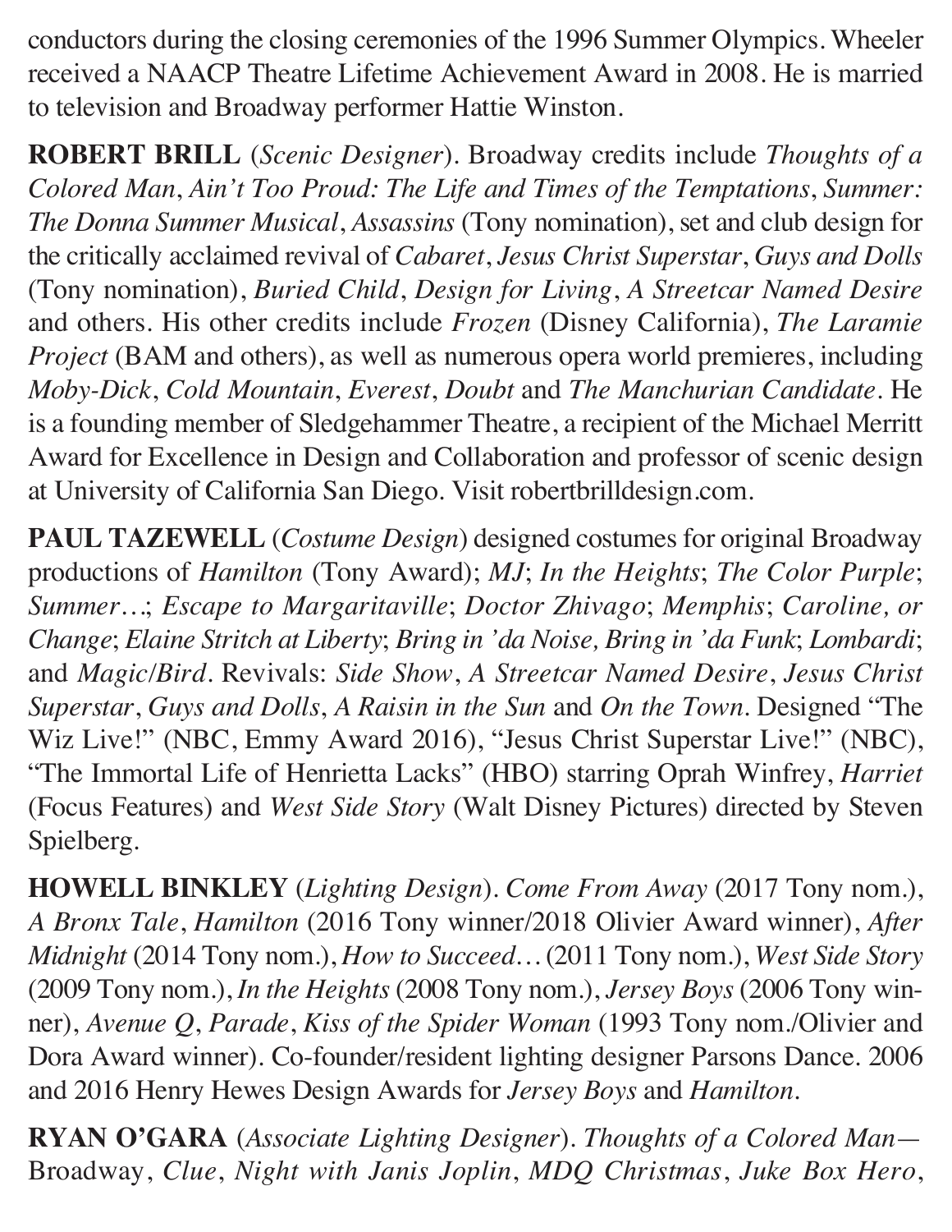conductors during the closing ceremonies of the 1996 Summer Olympics. Wheeler received a NAACP Theatre Lifetime Achievement Award in 2008. He is married to television and Broadway performer Hattie Winston.

**ROBERT BRILL** (*Scenic Designer*). Broadway credits include *Thoughts of a Colored Man*, *Ain't Too Proud: The Life and Times of the Temptations*, *Summer: The Donna Summer Musical*, *Assassins* (Tony nomination), set and club design for the critically acclaimed revival of *Cabaret*, *Jesus Christ Superstar*, *Guys and Dolls* (Tony nomination), *Buried Child*, *Design for Living*, *A Streetcar Named Desire* and others. His other credits include *Frozen* (Disney California), *The Laramie Project* (BAM and others), as well as numerous opera world premieres, including *Moby-Dick*, *Cold Mountain*, *Everest*, *Doubt* and *The Manchurian Candidate*. He is a founding member of Sledgehammer Theatre, a recipient of the Michael Merritt Award for Excellence in Design and Collaboration and professor of scenic design at University of California San Diego. Visit robertbrilldesign.com.

**PAUL TAZEWELL** (*Costume Design*) designed costumes for original Broadway productions of *Hamilton* (Tony Award); *MJ*; *In the Heights*; *The Color Purple*; *Summer…*; *Escape to Margaritaville*; *Doctor Zhivago*; *Memphis*; *Caroline, or Change*; *Elaine Stritch at Liberty*; *Bring in 'da Noise, Bring in 'da Funk*; *Lombardi*; and *Magic/Bird*. Revivals: *Side Show*, *A Streetcar Named Desire*, *Jesus Christ Superstar*, *Guys and Dolls*, *A Raisin in the Sun* and *On the Town*. Designed "The Wiz Live!" (NBC, Emmy Award 2016), "Jesus Christ Superstar Live!" (NBC), "The Immortal Life of Henrietta Lacks" (HBO) starring Oprah Winfrey, *Harriet* (Focus Features) and *West Side Story* (Walt Disney Pictures) directed by Steven Spielberg.

**HOWELL BINKLEY** (*Lighting Design*). *Come From Away* (2017 Tony nom.), *A Bronx Tale*, *Hamilton* (2016 Tony winner/2018 Olivier Award winner), *After Midnight* (2014 Tony nom.), *How to Succeed…* (2011 Tony nom.), *West Side Story* (2009 Tony nom.), *In the Heights* (2008 Tony nom.), *Jersey Boys* (2006 Tony winner), *Avenue Q*, *Parade*, *Kiss of the Spider Woman* (1993 Tony nom./Olivier and Dora Award winner). Co-founder/resident lighting designer Parsons Dance. 2006 and 2016 Henry Hewes Design Awards for *Jersey Boys* and *Hamilton*.

**RYAN O'GARA** (*Associate Lighting Designer*). *Thoughts of a Colored Man*—Broadway, *Clue*, *Night with Janis Joplin*, *MDQ Christmas*, *Juke Box Hero*,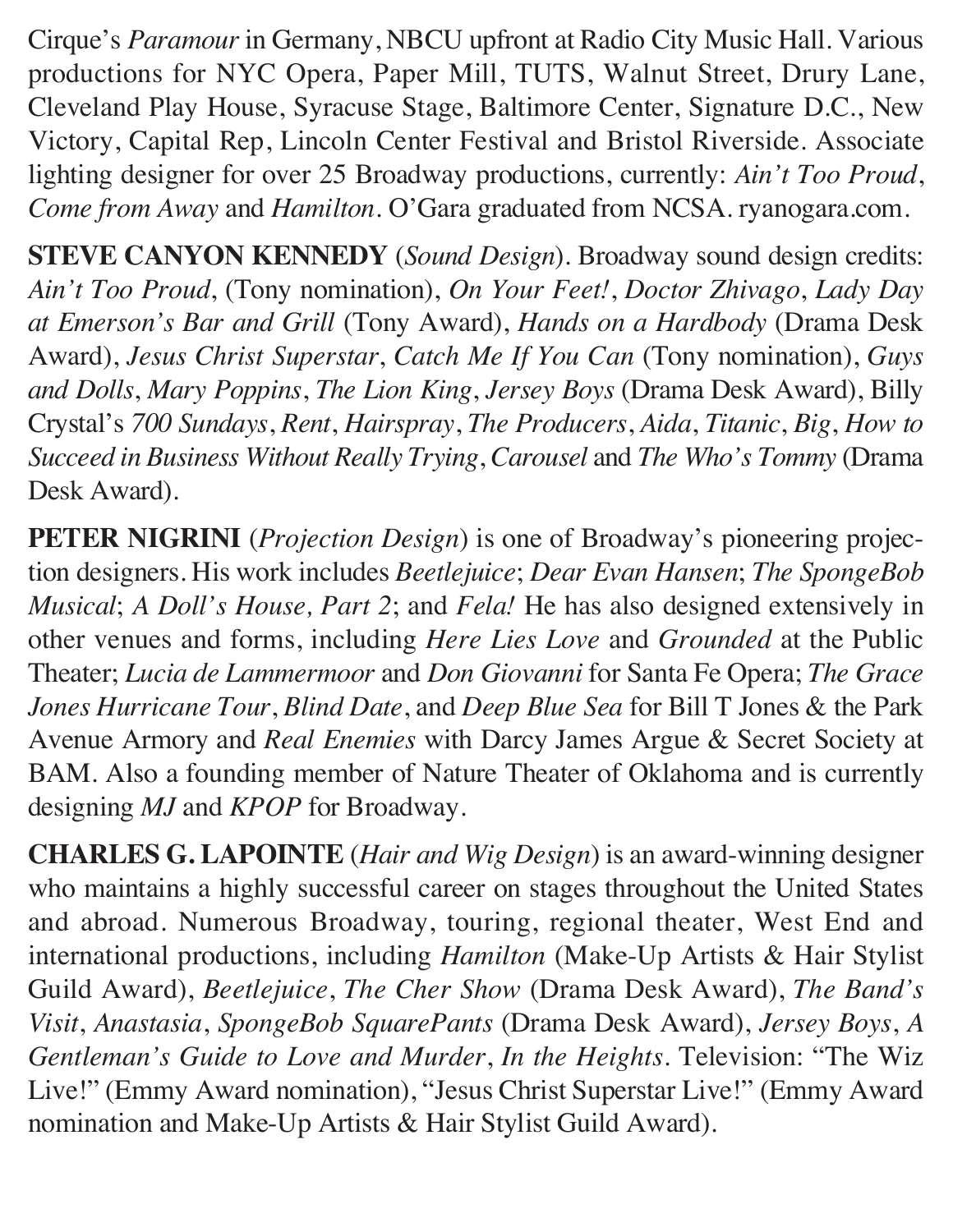Cirque's *Paramour* in Germany, NBCU upfront at Radio City Music Hall. Various productions for NYC Opera, Paper Mill, TUTS, Walnut Street, Drury Lane, Cleveland Play House, Syracuse Stage, Baltimore Center, Signature D.C., New Victory, Capital Rep, Lincoln Center Festival and Bristol Riverside. Associate lighting designer for over 25 Broadway productions, currently: *Ain't Too Proud*, *Come from Away* and *Hamilton*. O'Gara graduated from NCSA. ryanogara.com.

**STEVE CANYON KENNEDY** (*Sound Design*). Broadway sound design credits: *Ain't Too Proud*, (Tony nomination), *On Your Feet!*, *Doctor Zhivago*, *Lady Day at Emerson's Bar and Grill* (Tony Award), *Hands on a Hardbody* (Drama Desk Award), *Jesus Christ Superstar*, *Catch Me If You Can* (Tony nomination), *Guys and Dolls*, *Mary Poppins*, *The Lion King*, *Jersey Boys* (Drama Desk Award), Billy Crystal's *700 Sundays*, *Rent*, *Hairspray*, *The Producers*, *Aida*, *Titanic*, *Big*, *How to Succeed in Business Without Really Trying*, *Carousel* and *The Who's Tommy* (Drama Desk Award).

**PETER NIGRINI** (*Projection Design*) is one of Broadway's pioneering projection designers. His work includes *Beetlejuice*; *Dear Evan Hansen*; *The SpongeBob Musical*; *A Doll's House, Part 2*; and *Fela!* He has also designed extensively in other venues and forms, including *Here Lies Love* and *Grounded* at the Public Theater; *Lucia de Lammermoor* and *Don Giovanni* for Santa Fe Opera; *The Grace Jones Hurricane Tour*, *Blind Date*, and *Deep Blue Sea* for Bill T Jones & the Park Avenue Armory and *Real Enemies* with Darcy James Argue & Secret Society at BAM. Also a founding member of Nature Theater of Oklahoma and is currently designing *MJ* and *KPOP* for Broadway.

**CHARLES G. LAPOINTE** (*Hair and Wig Design*) is an award-winning designer who maintains a highly successful career on stages throughout the United States and abroad. Numerous Broadway, touring, regional theater, West End and international productions, including *Hamilton* (Make-Up Artists & Hair Stylist Guild Award), *Beetlejuice*, *The Cher Show* (Drama Desk Award), *The Band's Visit*, *Anastasia*, *SpongeBob SquarePants* (Drama Desk Award), *Jersey Boys*, *A Gentleman's Guide to Love and Murder*, *In the Heights*. Television: "The Wiz Live!" (Emmy Award nomination), "Jesus Christ Superstar Live!" (Emmy Award nomination and Make-Up Artists & Hair Stylist Guild Award).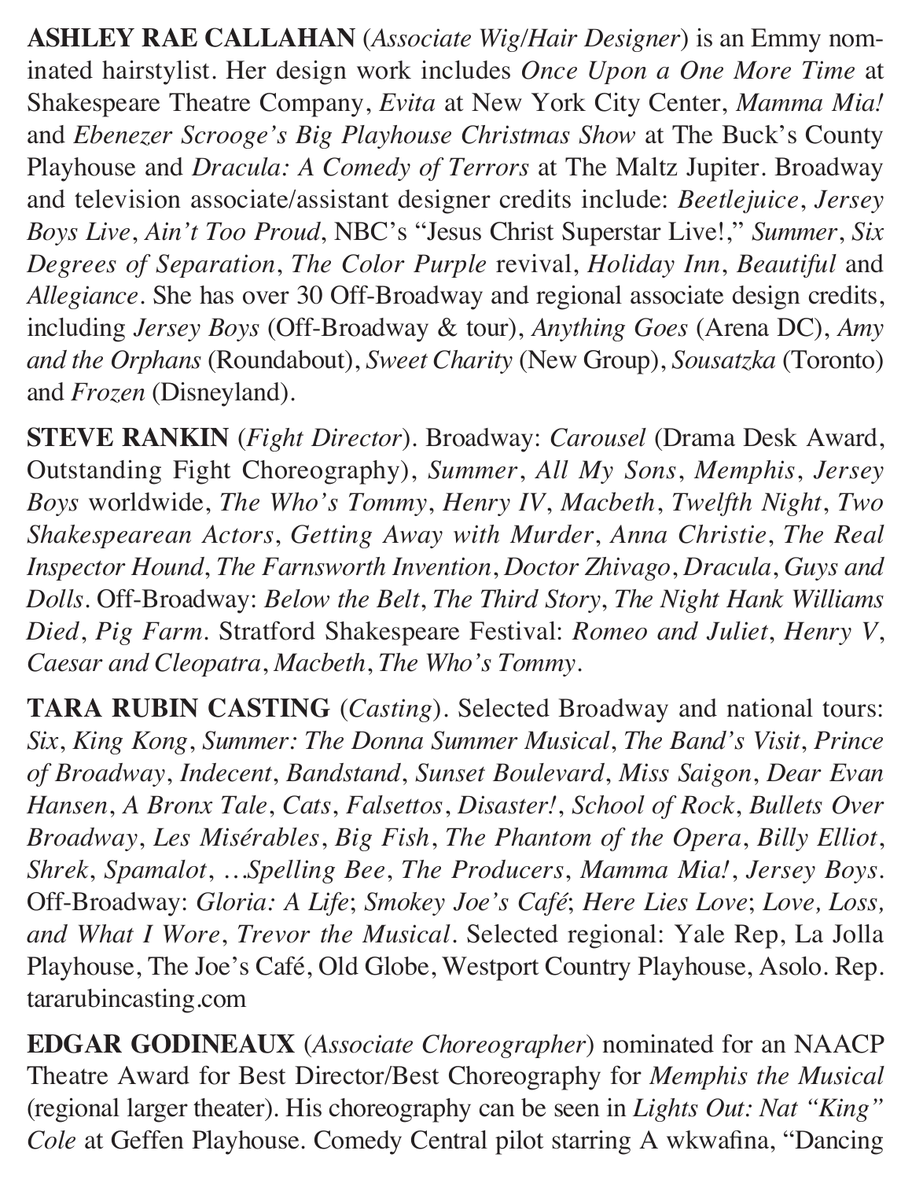**ASHLEY RAE CALLAHAN** (*Associate Wig/Hair Designer*) is an Emmy nominated hairstylist. Her design work includes *Once Upon a One More Time* at Shakespeare Theatre Company, *Evita* at New York City Center, *Mamma Mia!* and *Ebenezer Scrooge's Big Playhouse Christmas Show* at The Buck's County Playhouse and *Dracula: A Comedy of Terrors* at The Maltz Jupiter. Broadway and television associate/assistant designer credits include: *Beetlejuice*, *Jersey Boys Live*, *Ain't Too Proud*, NBC's "Jesus Christ Superstar Live!," *Summer*, *Six Degrees of Separation*, *The Color Purple* revival, *Holiday Inn*, *Beautiful* and *Allegiance*. She has over 30 Off-Broadway and regional associate design credits, including *Jersey Boys* (Off-Broadway & tour), *Anything Goes* (Arena DC), *Amy and the Orphans* (Roundabout), *Sweet Charity* (New Group), *Sousatzka* (Toronto) and *Frozen* (Disneyland).

**STEVE RANKIN** (*Fight Director*). Broadway: *Carousel* (Drama Desk Award, Outstanding Fight Choreography), *Summer*, *All My Sons*, *Memphis*, *Jersey Boys* worldwide, *The Who's Tommy*, *Henry IV*, *Macbeth*, *Twelfth Night*, *Two Shakespearean Actors*, *Getting Away with Murder*, *Anna Christie*, *The Real Inspector Hound*, *The Farnsworth Invention*, *Doctor Zhivago*, *Dracula*, *Guys and Dolls*. Off-Broadway: *Below the Belt*, *The Third Story*, *The Night Hank Williams Died*, *Pig Farm*. Stratford Shakespeare Festival: *Romeo and Juliet*, *Henry V*, *Caesar and Cleopatra*, *Macbeth*, *The Who's Tommy*.

**TARA RUBIN CASTING** (*Casting*). Selected Broadway and national tours: *Six*, *King Kong*, *Summer: The Donna Summer Musical*, *The Band's Visit*, *Prince of Broadway*, *Indecent*, *Bandstand*, *Sunset Boulevard*, *Miss Saigon*, *Dear Evan Hansen*, *A Bronx Tale*, *Cats*, *Falsettos*, *Disaster!*, *School of Rock*, *Bullets Over Broadway*, *Les Misérables*, *Big Fish*, *The Phantom of the Opera*, *Billy Elliot*, *Shrek*, *Spamalot*, *…Spelling Bee*, *The Producers*, *Mamma Mia!*, *Jersey Boys*. Off-Broadway: *Gloria: A Life*; *Smokey Joe's Café*; *Here Lies Love*; *Love, Loss, and What I Wore*, *Trevor the Musical*. Selected regional: Yale Rep, La Jolla Playhouse, The Joe's Café, Old Globe, Westport Country Playhouse, Asolo. Rep. tararubincasting.com

**EDGAR GODINEAUX** (*Associate Choreographer*) nominated for an NAACP Theatre Award for Best Director/Best Choreography for *Memphis the Musical* (regional larger theater). His choreography can be seen in *Lights Out: Nat "King" Cole* at Geffen Playhouse. Comedy Central pilot starring A wkwafina, "Dancing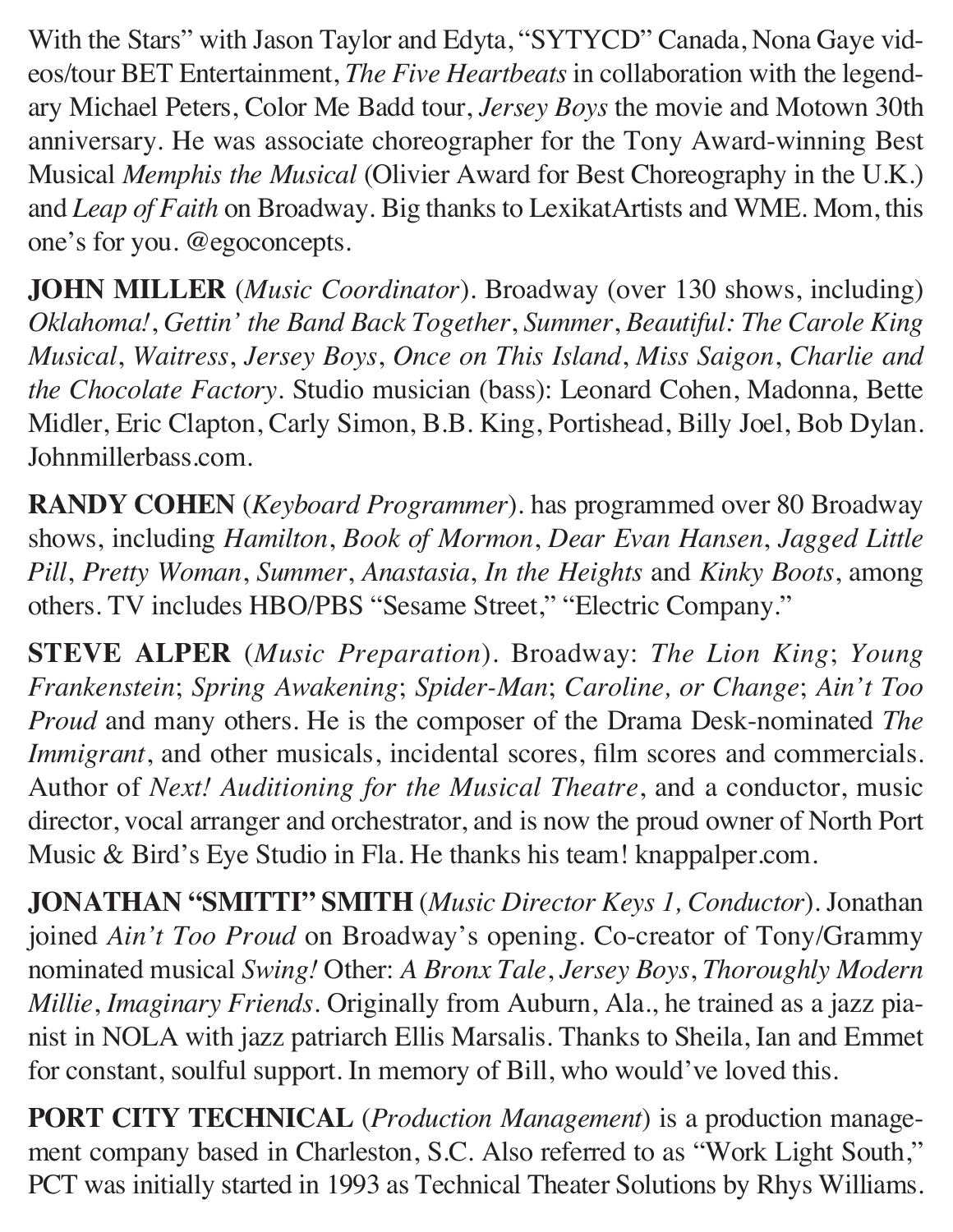With the Stars" with Jason Taylor and Edyta, "SYTYCD" Canada, Nona Gaye videos/tour BET Entertainment, *The Five Heartbeats* in collaboration with the legendary Michael Peters, Color Me Badd tour, *Jersey Boys* the movie and Motown 30th anniversary. He was associate choreographer for the Tony Award-winning Best Musical *Memphis the Musical* (Olivier Award for Best Choreography in the U.K.) and *Leap of Faith* on Broadway. Big thanks to LexikatArtists and WME. Mom, this one's for you. @egoconcepts.

**JOHN MILLER** (*Music Coordinator*). Broadway (over 130 shows, including) *Oklahoma!*, *Gettin' the Band Back Together*, *Summer*, *Beautiful: The Carole King Musical*, *Waitress*, *Jersey Boys*, *Once on This Island*, *Miss Saigon*, *Charlie and the Chocolate Factory*. Studio musician (bass): Leonard Cohen, Madonna, Bette Midler, Eric Clapton, Carly Simon, B.B. King, Portishead, Billy Joel, Bob Dylan. Johnmillerbass.com.

**RANDY COHEN** (*Keyboard Programmer*). has programmed over 80 Broadway shows, including *Hamilton*, *Book of Mormon*, *Dear Evan Hansen*, *Jagged Little Pill*, *Pretty Woman*, *Summer*, *Anastasia*, *In the Heights* and *Kinky Boots*, among others. TV includes HBO/PBS "Sesame Street," "Electric Company."

**STEVE ALPER** (*Music Preparation*). Broadway: *The Lion King*; *Young Frankenstein*; *Spring Awakening*; *Spider-Man*; *Caroline, or Change*; *Ain't Too Proud* and many others. He is the composer of the Drama Desk-nominated *The Immigrant*, and other musicals, incidental scores, film scores and commercials. Author of *Next! Auditioning for the Musical Theatre*, and a conductor, music director, vocal arranger and orchestrator, and is now the proud owner of North Port Music & Bird's Eye Studio in Fla. He thanks his team! knappalper.com.

**JONATHAN "SMITTI" SMITH** (*Music Director Keys 1, Conductor*). Jonathan joined *Ain't Too Proud* on Broadway's opening. Co-creator of Tony/Grammy nominated musical *Swing!* Other: *A Bronx Tale*, *Jersey Boys*, *Thoroughly Modern Millie*, *Imaginary Friends*. Originally from Auburn, Ala., he trained as a jazz pianist in NOLA with jazz patriarch Ellis Marsalis. Thanks to Sheila, Ian and Emmet for constant, soulful support. In memory of Bill, who would've loved this.

**PORT CITY TECHNICAL** (*Production Management*) is a production management company based in Charleston, S.C. Also referred to as "Work Light South," PCT was initially started in 1993 as Technical Theater Solutions by Rhys Williams.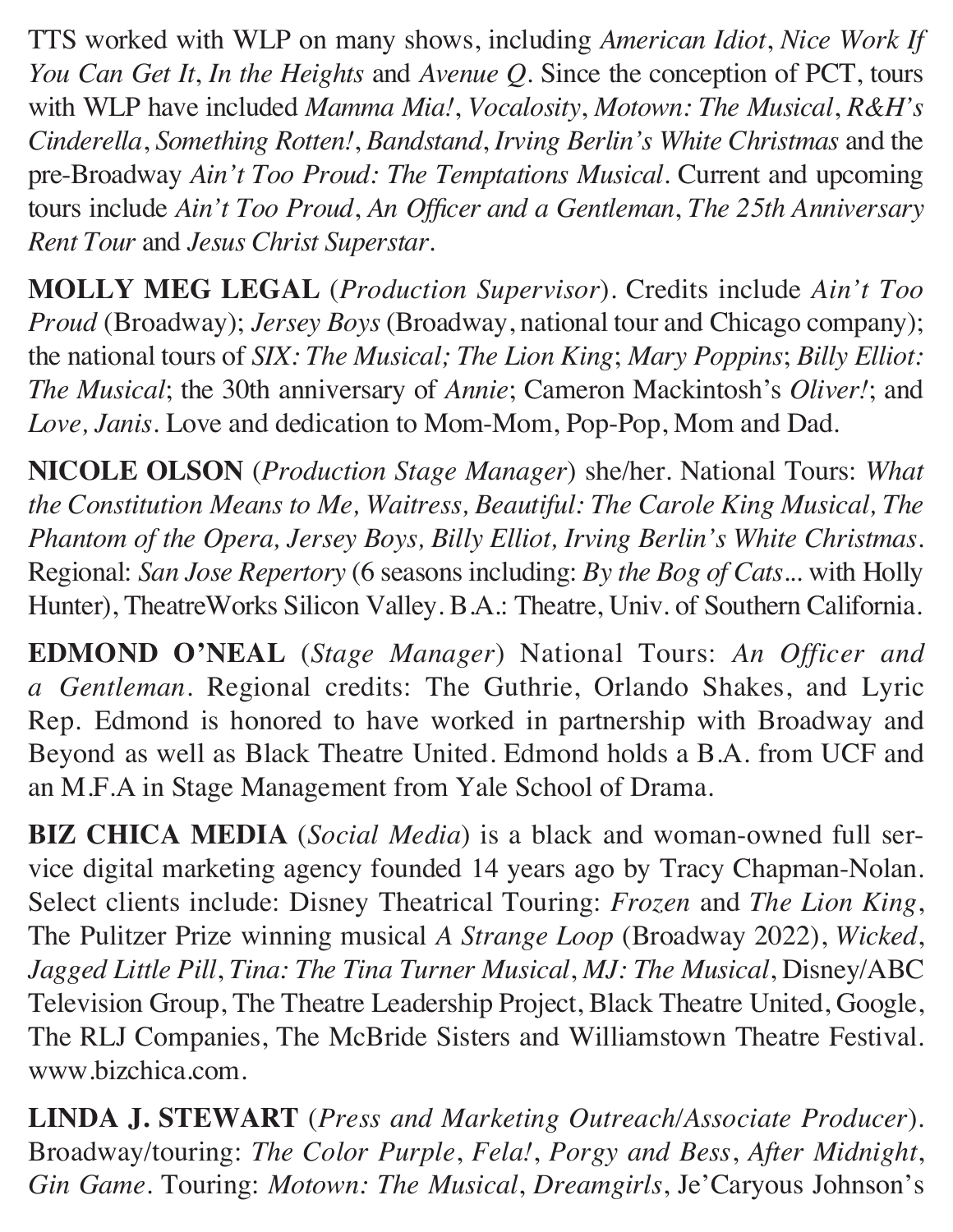TTS worked with WLP on many shows, including *American Idiot*, *Nice Work If You Can Get It*, *In the Heights* and *Avenue Q*. Since the conception of PCT, tours with WLP have included *Mamma Mia!*, *Vocalosity*, *Motown: The Musical*, *R&H's Cinderella*, *Something Rotten!*, *Bandstand*, *Irving Berlin's White Christmas* and the pre-Broadway *Ain't Too Proud: The Temptations Musical*. Current and upcoming tours include *Ain't Too Proud*, *An Officer and a Gentleman*, *The 25th Anniversary Rent Tour* and *Jesus Christ Superstar*.

**MOLLY MEG LEGAL** (*Production Supervisor*). Credits include *Ain't Too Proud* (Broadway); *Jersey Boys* (Broadway, national tour and Chicago company); the national tours of *SIX: The Musical; The Lion King*; *Mary Poppins*; *Billy Elliot: The Musical*; the 30th anniversary of *Annie*; Cameron Mackintosh's *Oliver!*; and *Love, Janis*. Love and dedication to Mom-Mom, Pop-Pop, Mom and Dad.

**NICOLE OLSON** (*Production Stage Manager*) she/her. National Tours: *What the Constitution Means to Me, Waitress, Beautiful: The Carole King Musical, The Phantom of the Opera, Jersey Boys, Billy Elliot, Irving Berlin's White Christmas*. Regional: *San Jose Repertory* (6 seasons including: *By the Bog of Cats...* with Holly Hunter), TheatreWorks Silicon Valley. B.A.: Theatre, Univ. of Southern California.

**EDMOND O'NEAL** (*Stage Manager*) National Tours: *An Officer and a Gentleman*. Regional credits: The Guthrie, Orlando Shakes, and Lyric Rep. Edmond is honored to have worked in partnership with Broadway and Beyond as well as Black Theatre United. Edmond holds a B.A. from UCF and an M.F.A in Stage Management from Yale School of Drama.

**BIZ CHICA MEDIA** (*Social Media*) is a black and woman-owned full service digital marketing agency founded 14 years ago by Tracy Chapman-Nolan. Select clients include: Disney Theatrical Touring: *Frozen* and *The Lion King*, The Pulitzer Prize winning musical *A Strange Loop* (Broadway 2022), *Wicked*, *Jagged Little Pill*, *Tina: The Tina Turner Musical*, *MJ: The Musical*, Disney/ABC Television Group, The Theatre Leadership Project, Black Theatre United, Google, The RLJ Companies, The McBride Sisters and Williamstown Theatre Festival. www.bizchica.com.

**LINDA J. STEWART** (*Press and Marketing Outreach/Associate Producer*). Broadway/touring: *The Color Purple*, *Fela!*, *Porgy and Bess*, *After Midnight*, *Gin Game*. Touring: *Motown: The Musical*, *Dreamgirls*, Je'Caryous Johnson's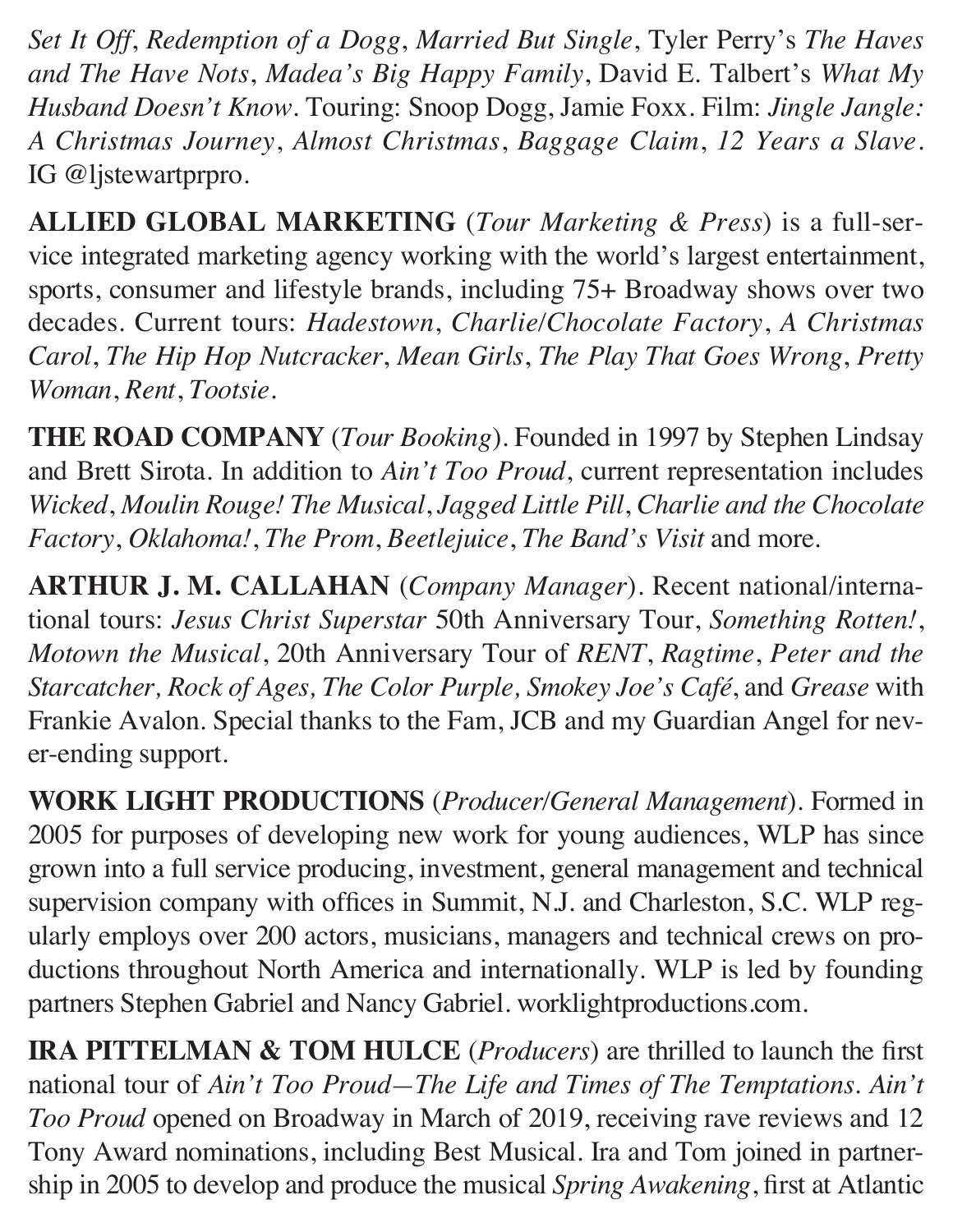*Set It Off*, *Redemption of a Dogg*, *Married But Single*, Tyler Perry's *The Haves and The Have Nots*, *Madea's Big Happy Family*, David E. Talbert's *What My Husband Doesn't Know*. Touring: Snoop Dogg, Jamie Foxx. Film: *Jingle Jangle: A Christmas Journey*, *Almost Christmas*, *Baggage Claim*, *12 Years a Slave*. IG @ljstewartprpro.

**ALLIED GLOBAL MARKETING** (*Tour Marketing & Press*) is a full-service integrated marketing agency working with the world's largest entertainment, sports, consumer and lifestyle brands, including 75+ Broadway shows over two decades. Current tours: *Hadestown*, *Charlie/Chocolate Factory*, *A Christmas Carol*, *The Hip Hop Nutcracker*, *Mean Girls*, *The Play That Goes Wrong*, *Pretty Woman*, *Rent*, *Tootsie*.

**THE ROAD COMPANY** (*Tour Booking*). Founded in 1997 by Stephen Lindsay and Brett Sirota. In addition to *Ain't Too Proud*, current representation includes *Wicked*, *Moulin Rouge! The Musical*, *Jagged Little Pill*, *Charlie and the Chocolate Factory*, *Oklahoma!*, *The Prom*, *Beetlejuice*, *The Band's Visit* and more.

**ARTHUR J. M. CALLAHAN** (*Company Manager*). Recent national/international tours: *Jesus Christ Superstar* 50th Anniversary Tour, *Something Rotten!*, *Motown the Musical*, 20th Anniversary Tour of *RENT*, *Ragtime*, *Peter and the Starcatcher, Rock of Ages, The Color Purple, Smokey Joe's Café*, and *Grease* with Frankie Avalon. Special thanks to the Fam, JCB and my Guardian Angel for never-ending support.

**WORK LIGHT PRODUCTIONS** (*Producer/General Management*). Formed in 2005 for purposes of developing new work for young audiences, WLP has since grown into a full service producing, investment, general management and technical supervision company with offices in Summit, N.J. and Charleston, S.C. WLP regularly employs over 200 actors, musicians, managers and technical crews on productions throughout North America and internationally. WLP is led by founding partners Stephen Gabriel and Nancy Gabriel. worklightproductions.com.

**IRA PITTELMAN & TOM HULCE** (*Producers*) are thrilled to launch the first national tour of *Ain't Too Proud—The Life and Times of The Temptations*. *Ain't Too Proud* opened on Broadway in March of 2019, receiving rave reviews and 12 Tony Award nominations, including Best Musical. Ira and Tom joined in partnership in 2005 to develop and produce the musical *Spring Awakening*, first at Atlantic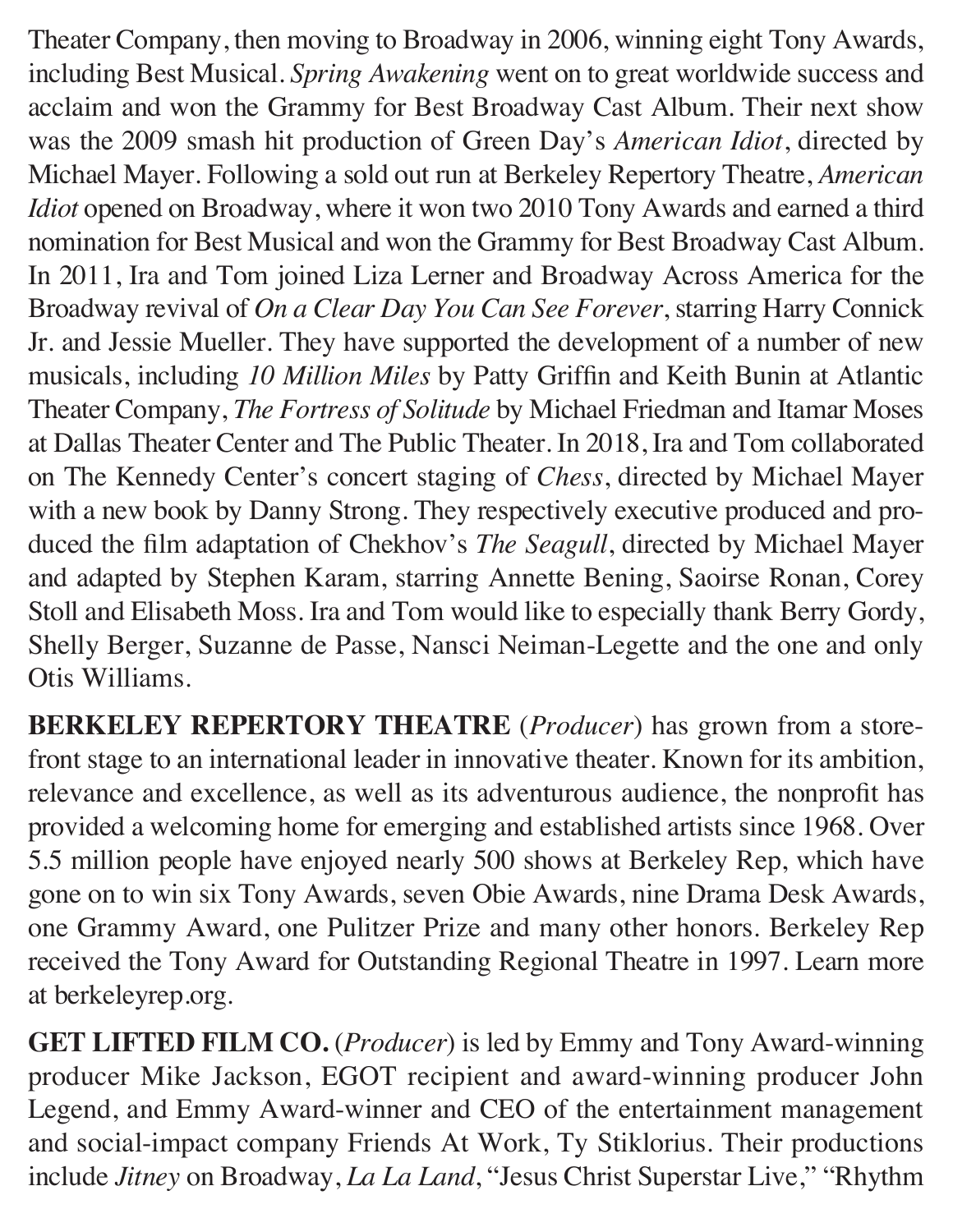Theater Company, then moving to Broadway in 2006, winning eight Tony Awards, including Best Musical. *Spring Awakening* went on to great worldwide success and acclaim and won the Grammy for Best Broadway Cast Album. Their next show was the 2009 smash hit production of Green Day's *American Idiot*, directed by Michael Mayer. Following a sold out run at Berkeley Repertory Theatre, *American Idiot* opened on Broadway, where it won two 2010 Tony Awards and earned a third nomination for Best Musical and won the Grammy for Best Broadway Cast Album. In 2011, Ira and Tom joined Liza Lerner and Broadway Across America for the Broadway revival of *On a Clear Day You Can See Forever*, starring Harry Connick Jr. and Jessie Mueller. They have supported the development of a number of new musicals, including *10 Million Miles* by Patty Griffin and Keith Bunin at Atlantic Theater Company, *The Fortress of Solitude* by Michael Friedman and Itamar Moses at Dallas Theater Center and The Public Theater. In 2018, Ira and Tom collaborated on The Kennedy Center's concert staging of *Chess*, directed by Michael Mayer with a new book by Danny Strong. They respectively executive produced and produced the film adaptation of Chekhov's *The Seagull*, directed by Michael Mayer and adapted by Stephen Karam, starring Annette Bening, Saoirse Ronan, Corey Stoll and Elisabeth Moss. Ira and Tom would like to especially thank Berry Gordy, Shelly Berger, Suzanne de Passe, Nansci Neiman-Legette and the one and only Otis Williams.

**BERKELEY REPERTORY THEATRE** (*Producer*) has grown from a storefront stage to an international leader in innovative theater. Known for its ambition, relevance and excellence, as well as its adventurous audience, the nonprofit has provided a welcoming home for emerging and established artists since 1968. Over 5.5 million people have enjoyed nearly 500 shows at Berkeley Rep, which have gone on to win six Tony Awards, seven Obie Awards, nine Drama Desk Awards, one Grammy Award, one Pulitzer Prize and many other honors. Berkeley Rep received the Tony Award for Outstanding Regional Theatre in 1997. Learn more at berkeleyrep.org.

**GET LIFTED FILM CO.** (*Producer*) is led by Emmy and Tony Award-winning producer Mike Jackson, EGOT recipient and award-winning producer John Legend, and Emmy Award-winner and CEO of the entertainment management and social-impact company Friends At Work, Ty Stiklorius. Their productions include *Jitney* on Broadway, *La La Land*, "Jesus Christ Superstar Live," "Rhythm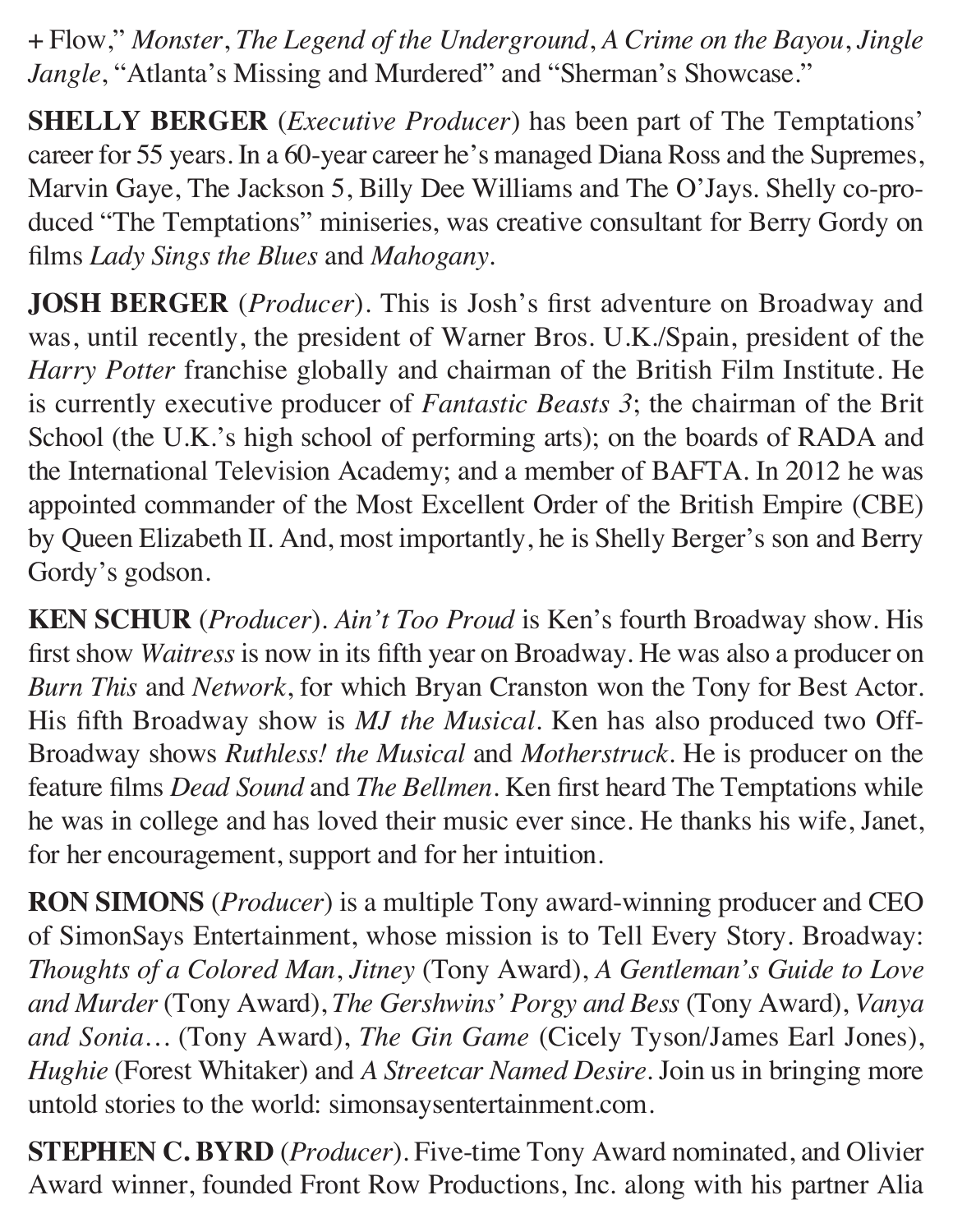+ Flow," *Monster*, *The Legend of the Underground*, *A Crime on the Bayou*, *Jingle Jangle*, "Atlanta's Missing and Murdered" and "Sherman's Showcase."

**SHELLY BERGER** (*Executive Producer*) has been part of The Temptations' career for 55 years. In a 60-year career he's managed Diana Ross and the Supremes, Marvin Gaye, The Jackson 5, Billy Dee Williams and The O'Jays. Shelly co-produced "The Temptations" miniseries, was creative consultant for Berry Gordy on films *Lady Sings the Blues* and *Mahogany*.

**JOSH BERGER** (*Producer*). This is Josh's first adventure on Broadway and was, until recently, the president of Warner Bros. U.K./Spain, president of the *Harry Potter* franchise globally and chairman of the British Film Institute. He is currently executive producer of *Fantastic Beasts 3*; the chairman of the Brit School (the U.K.'s high school of performing arts); on the boards of RADA and the International Television Academy; and a member of BAFTA. In 2012 he was appointed commander of the Most Excellent Order of the British Empire (CBE) by Queen Elizabeth II. And, most importantly, he is Shelly Berger's son and Berry Gordy's godson.

**KEN SCHUR** (*Producer*). *Ain't Too Proud* is Ken's fourth Broadway show. His first show *Waitress* is now in its fifth year on Broadway. He was also a producer on *Burn This* and *Network*, for which Bryan Cranston won the Tony for Best Actor. His fifth Broadway show is *MJ the Musical*. Ken has also produced two Off-Broadway shows *Ruthless! the Musical* and *Motherstruck*. He is producer on the feature films *Dead Sound* and *The Bellmen*. Ken first heard The Temptations while he was in college and has loved their music ever since. He thanks his wife, Janet, for her encouragement, support and for her intuition.

**RON SIMONS** (*Producer*) is a multiple Tony award-winning producer and CEO of SimonSays Entertainment, whose mission is to Tell Every Story. Broadway: *Thoughts of a Colored Man*, *Jitney* (Tony Award), *A Gentleman's Guide to Love and Murder* (Tony Award), *The Gershwins' Porgy and Bess* (Tony Award), *Vanya and Sonia…* (Tony Award), *The Gin Game* (Cicely Tyson/James Earl Jones), *Hughie* (Forest Whitaker) and *A Streetcar Named Desire*. Join us in bringing more untold stories to the world: simonsaysentertainment.com.

**STEPHEN C. BYRD** (*Producer*). Five-time Tony Award nominated, and Olivier Award winner, founded Front Row Productions, Inc. along with his partner Alia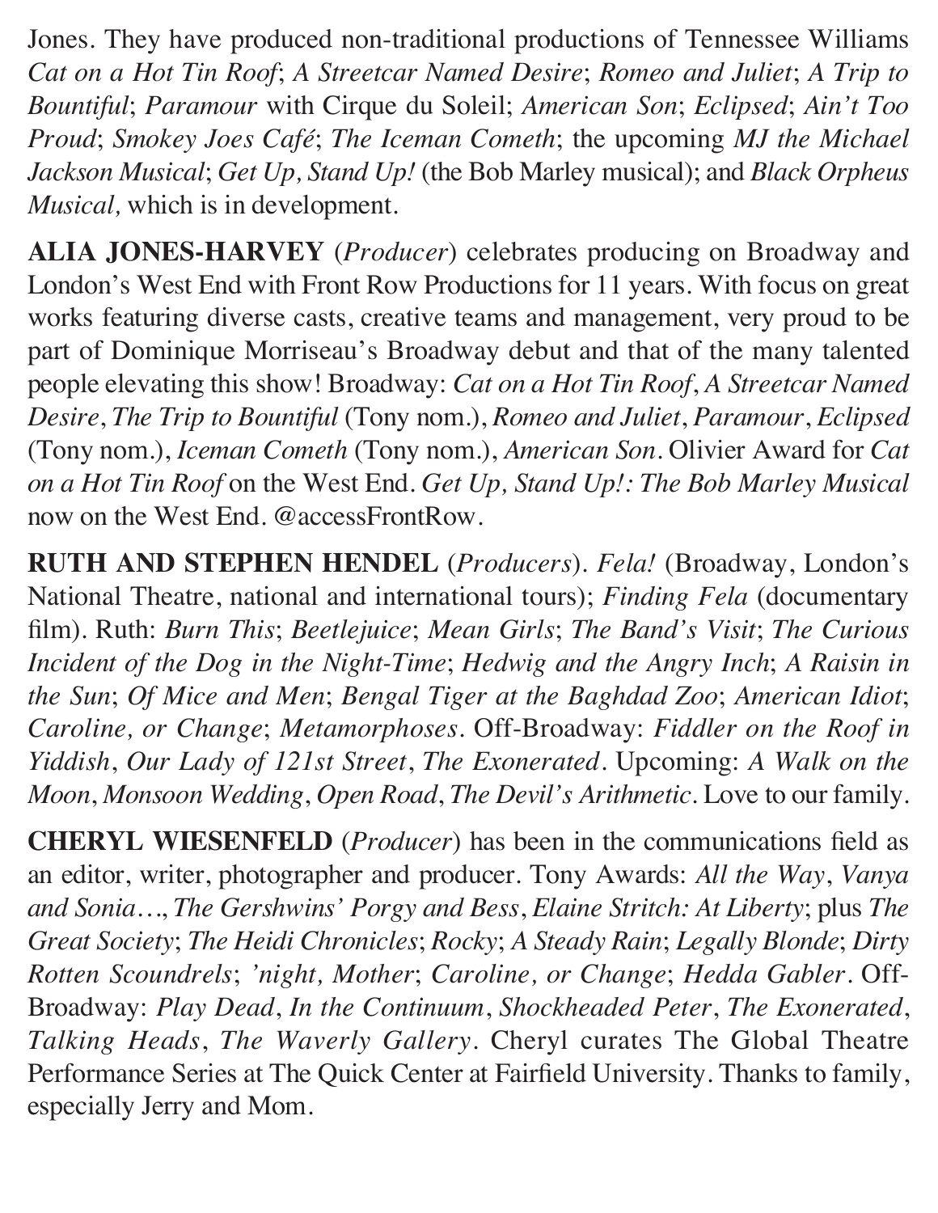Jones. They have produced non-traditional productions of Tennessee Williams *Cat on a Hot Tin Roof*; *A Streetcar Named Desire*; *Romeo and Juliet*; *A Trip to Bountiful*; *Paramour* with Cirque du Soleil; *American Son*; *Eclipsed*; *Ain't Too Proud*; *Smokey Joes Café*; *The Iceman Cometh*; the upcoming *MJ the Michael Jackson Musical*; *Get Up, Stand Up!* (the Bob Marley musical); and *Black Orpheus Musical,* which is in development.

**ALIA JONES-HARVEY** (*Producer*) celebrates producing on Broadway and London's West End with Front Row Productions for 11 years. With focus on great works featuring diverse casts, creative teams and management, very proud to be part of Dominique Morriseau's Broadway debut and that of the many talented people elevating this show! Broadway: *Cat on a Hot Tin Roof*, *A Streetcar Named Desire*, *The Trip to Bountiful* (Tony nom.), *Romeo and Juliet*, *Paramour*, *Eclipsed* (Tony nom.), *Iceman Cometh* (Tony nom.), *American Son*. Olivier Award for *Cat on a Hot Tin Roof* on the West End. *Get Up, Stand Up!: The Bob Marley Musical* now on the West End. @accessFrontRow.

**RUTH AND STEPHEN HENDEL** (*Producers*). *Fela!* (Broadway, London's National Theatre, national and international tours); *Finding Fela* (documentary film). Ruth: *Burn This*; *Beetlejuice*; *Mean Girls*; *The Band's Visit*; *The Curious Incident of the Dog in the Night-Time*; *Hedwig and the Angry Inch*; *A Raisin in the Sun*; *Of Mice and Men*; *Bengal Tiger at the Baghdad Zoo*; *American Idiot*; *Caroline, or Change*; *Metamorphoses*. Off-Broadway: *Fiddler on the Roof in Yiddish*, *Our Lady of 121st Street*, *The Exonerated*. Upcoming: *A Walk on the Moon*, *Monsoon Wedding*, *Open Road*, *The Devil's Arithmetic*. Love to our family.

**CHERYL WIESENFELD** (*Producer*) has been in the communications field as an editor, writer, photographer and producer. Tony Awards: *All the Way*, *Vanya and Sonia…*, *The Gershwins' Porgy and Bess*, *Elaine Stritch: At Liberty*; plus *The Great Society*; *The Heidi Chronicles*; *Rocky*; *A Steady Rain*; *Legally Blonde*; *Dirty Rotten Scoundrels*; *'night, Mother*; *Caroline, or Change*; *Hedda Gabler*. Off-Broadway: *Play Dead*, *In the Continuum*, *Shockheaded Peter*, *The Exonerated*, *Talking Heads*, *The Waverly Gallery*. Cheryl curates The Global Theatre Performance Series at The Quick Center at Fairfield University. Thanks to family, especially Jerry and Mom.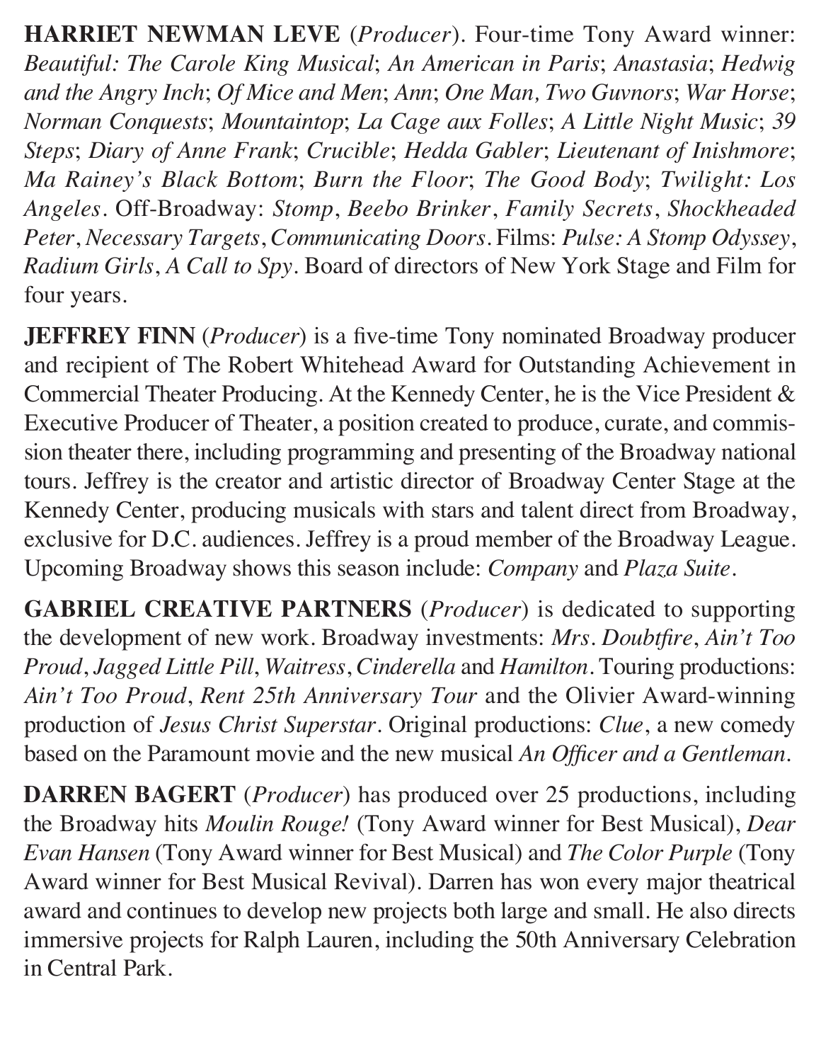**HARRIET NEWMAN LEVE** (*Producer*). Four-time Tony Award winner: *Beautiful: The Carole King Musical*; *An American in Paris*; *Anastasia*; *Hedwig and the Angry Inch*; *Of Mice and Men*; *Ann*; *One Man, Two Guvnors*; *War Horse*; *Norman Conquests*; *Mountaintop*; *La Cage aux Folles*; *A Little Night Music*; *39 Steps*; *Diary of Anne Frank*; *Crucible*; *Hedda Gabler*; *Lieutenant of Inishmore*; *Ma Rainey's Black Bottom*; *Burn the Floor*; *The Good Body*; *Twilight: Los Angeles*. Off-Broadway: *Stomp*, *Beebo Brinker*, *Family Secrets*, *Shockheaded Peter*, *Necessary Targets*, *Communicating Doors*. Films: *Pulse: A Stomp Odyssey*, *Radium Girls*, *A Call to Spy*. Board of directors of New York Stage and Film for four years.

**JEFFREY FINN** (*Producer*) is a five-time Tony nominated Broadway producer and recipient of The Robert Whitehead Award for Outstanding Achievement in Commercial Theater Producing. At the Kennedy Center, he is the Vice President & Executive Producer of Theater, a position created to produce, curate, and commission theater there, including programming and presenting of the Broadway national tours. Jeffrey is the creator and artistic director of Broadway Center Stage at the Kennedy Center, producing musicals with stars and talent direct from Broadway, exclusive for D.C. audiences. Jeffrey is a proud member of the Broadway League. Upcoming Broadway shows this season include: *Company* and *Plaza Suite*.

**GABRIEL CREATIVE PARTNERS** (*Producer*) is dedicated to supporting the development of new work. Broadway investments: *Mrs. Doubtfire*, *Ain't Too Proud*, *Jagged Little Pill*, *Waitress*, *Cinderella* and *Hamilton*. Touring productions: *Ain't Too Proud*, *Rent 25th Anniversary Tour* and the Olivier Award-winning production of *Jesus Christ Superstar*. Original productions: *Clue*, a new comedy based on the Paramount movie and the new musical *An Officer and a Gentleman*.

**DARREN BAGERT** (*Producer*) has produced over 25 productions, including the Broadway hits *Moulin Rouge!* (Tony Award winner for Best Musical), *Dear Evan Hansen* (Tony Award winner for Best Musical) and *The Color Purple* (Tony Award winner for Best Musical Revival). Darren has won every major theatrical award and continues to develop new projects both large and small. He also directs immersive projects for Ralph Lauren, including the 50th Anniversary Celebration in Central Park.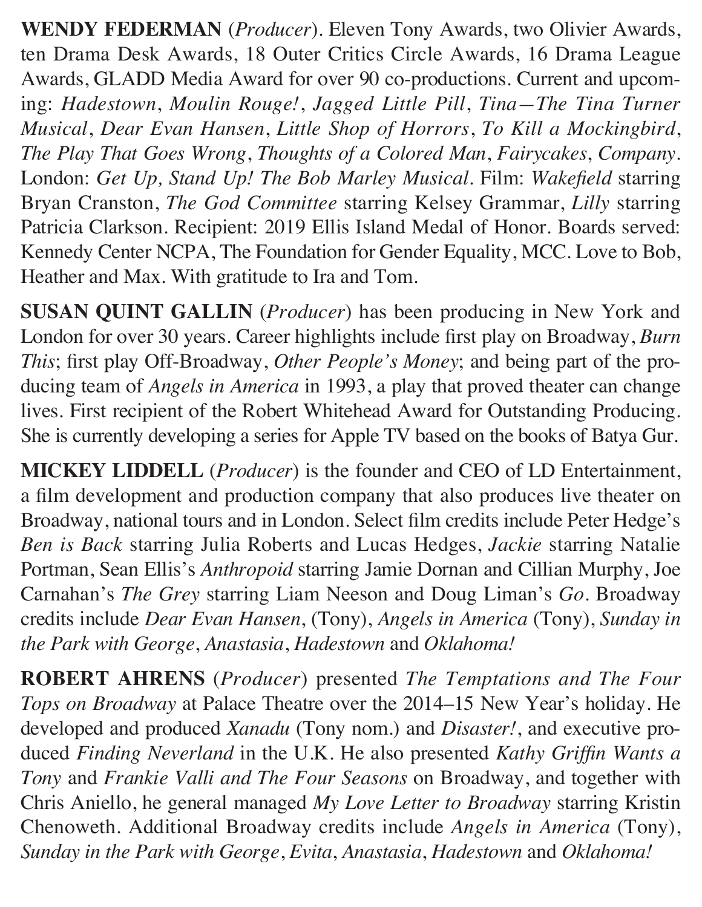**WENDY FEDERMAN** (*Producer*). Eleven Tony Awards, two Olivier Awards, ten Drama Desk Awards, 18 Outer Critics Circle Awards, 16 Drama League Awards, GLADD Media Award for over 90 co-productions. Current and upcoming: *Hadestown*, *Moulin Rouge!*, *Jagged Little Pill*, *Tina—The Tina Turner Musical*, *Dear Evan Hansen*, *Little Shop of Horrors*, *To Kill a Mockingbird*, *The Play That Goes Wrong*, *Thoughts of a Colored Man*, *Fairycakes*, *Company*. London: *Get Up, Stand Up! The Bob Marley Musical*. Film: *Wakefield* starring Bryan Cranston, *The God Committee* starring Kelsey Grammar, *Lilly* starring Patricia Clarkson. Recipient: 2019 Ellis Island Medal of Honor. Boards served: Kennedy Center NCPA, The Foundation for Gender Equality, MCC. Love to Bob, Heather and Max. With gratitude to Ira and Tom.

**SUSAN QUINT GALLIN** (*Producer*) has been producing in New York and London for over 30 years. Career highlights include first play on Broadway, *Burn This*; first play Off-Broadway, *Other People's Money*; and being part of the producing team of *Angels in America* in 1993, a play that proved theater can change lives. First recipient of the Robert Whitehead Award for Outstanding Producing. She is currently developing a series for Apple TV based on the books of Batya Gur.

**MICKEY LIDDELL** (*Producer*) is the founder and CEO of LD Entertainment, a film development and production company that also produces live theater on Broadway, national tours and in London. Select film credits include Peter Hedge's *Ben is Back* starring Julia Roberts and Lucas Hedges, *Jackie* starring Natalie Portman, Sean Ellis's *Anthropoid* starring Jamie Dornan and Cillian Murphy, Joe Carnahan's *The Grey* starring Liam Neeson and Doug Liman's *Go*. Broadway credits include *Dear Evan Hansen*, (Tony), *Angels in America* (Tony), *Sunday in the Park with George*, *Anastasia*, *Hadestown* and *Oklahoma!*

**ROBERT AHRENS** (*Producer*) presented *The Temptations and The Four Tops on Broadway* at Palace Theatre over the 2014–15 New Year's holiday. He developed and produced *Xanadu* (Tony nom.) and *Disaster!*, and executive produced *Finding Neverland* in the U.K. He also presented *Kathy Griffin Wants a Tony* and *Frankie Valli and The Four Seasons* on Broadway, and together with Chris Aniello, he general managed *My Love Letter to Broadway* starring Kristin Chenoweth. Additional Broadway credits include *Angels in America* (Tony), *Sunday in the Park with George*, *Evita*, *Anastasia*, *Hadestown* and *Oklahoma!*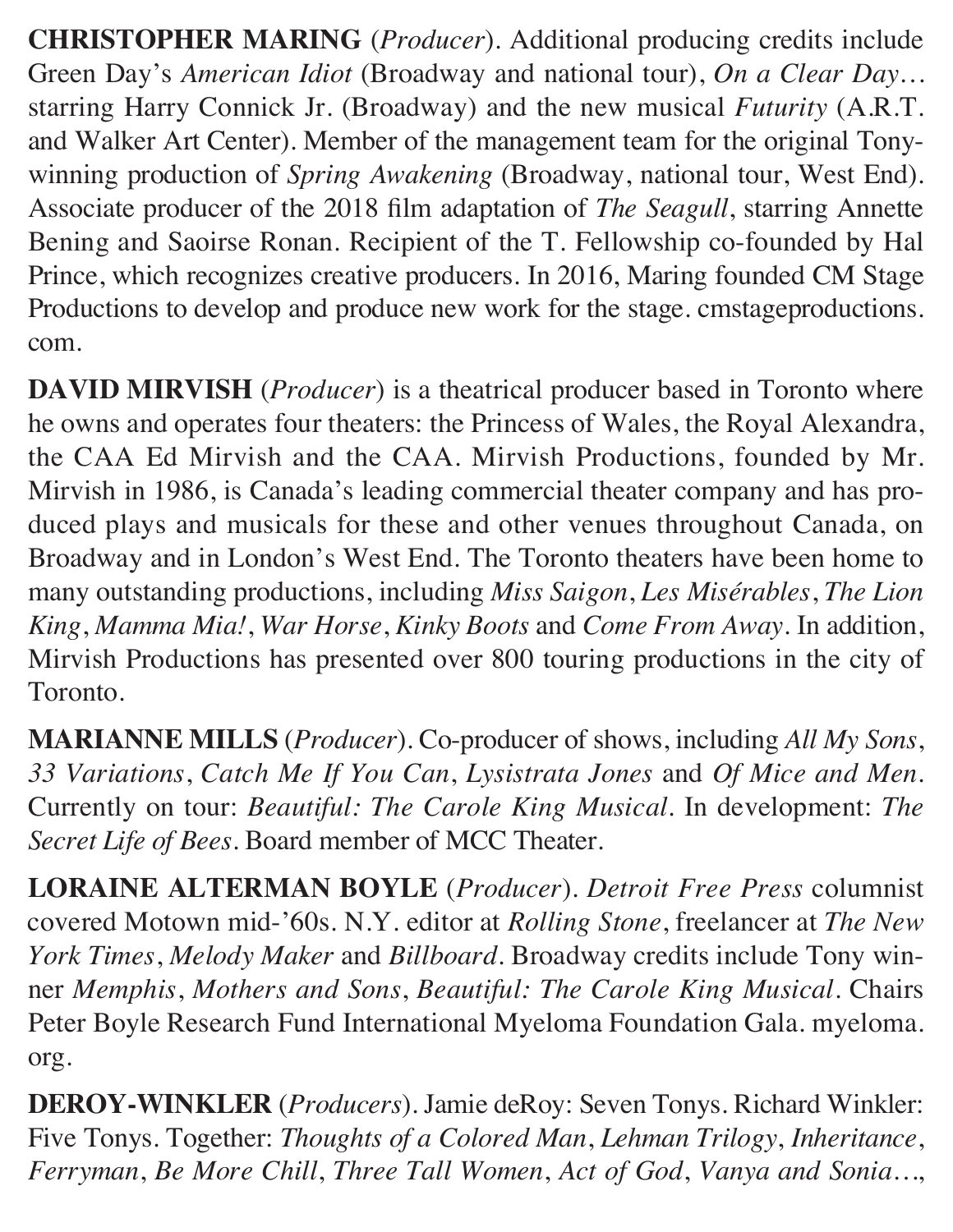**CHRISTOPHER MARING** (*Producer*). Additional producing credits include Green Day's *American Idiot* (Broadway and national tour), *On a Clear Day…* starring Harry Connick Jr. (Broadway) and the new musical *Futurity* (A.R.T. and Walker Art Center). Member of the management team for the original Tony-winning production of *Spring Awakening* (Broadway, national tour, West End). Associate producer of the 2018 film adaptation of *The Seagull*, starring Annette Bening and Saoirse Ronan. Recipient of the T. Fellowship co-founded by Hal Prince, which recognizes creative producers. In 2016, Maring founded CM Stage Productions to develop and produce new work for the stage. cmstageproductions.com.

**DAVID MIRVISH** (*Producer*) is a theatrical producer based in Toronto where he owns and operates four theaters: the Princess of Wales, the Royal Alexandra, the CAA Ed Mirvish and the CAA. Mirvish Productions, founded by Mr. Mirvish in 1986, is Canada's leading commercial theater company and has produced plays and musicals for these and other venues throughout Canada, on Broadway and in London's West End. The Toronto theaters have been home to many outstanding productions, including *Miss Saigon*, *Les Misérables*, *The Lion King*, *Mamma Mia!*, *War Horse*, *Kinky Boots* and *Come From Away*. In addition, Mirvish Productions has presented over 800 touring productions in the city of Toronto.

**MARIANNE MILLS** (*Producer*). Co-producer of shows, including *All My Sons*, *33 Variations*, *Catch Me If You Can*, *Lysistrata Jones* and *Of Mice and Men*. Currently on tour: *Beautiful: The Carole King Musical*. In development: *The Secret Life of Bees*. Board member of MCC Theater.

**LORAINE ALTERMAN BOYLE** (*Producer*). *Detroit Free Press* columnist covered Motown mid-'60s. N.Y. editor at *Rolling Stone*, freelancer at *The New York Times*, *Melody Maker* and *Billboard*. Broadway credits include Tony winner *Memphis*, *Mothers and Sons*, *Beautiful: The Carole King Musical*. Chairs Peter Boyle Research Fund International Myeloma Foundation Gala. myeloma.org.

**DEROY-WINKLER** (*Producers*). Jamie deRoy: Seven Tonys. Richard Winkler: Five Tonys. Together: *Thoughts of a Colored Man*, *Lehman Trilogy*, *Inheritance*, *Ferryman*, *Be More Chill*, *Three Tall Women*, *Act of God*, *Vanya and Sonia…*,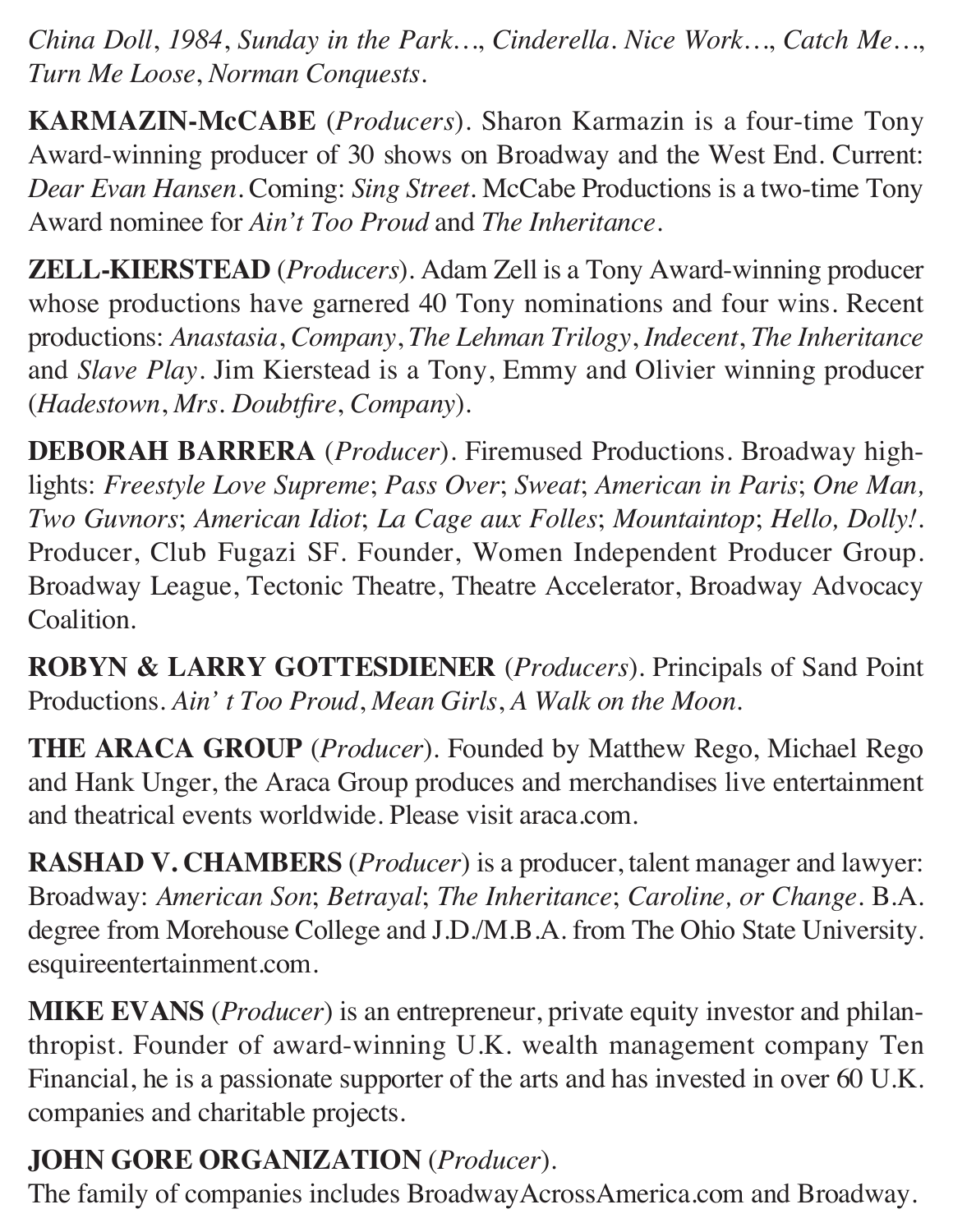*China Doll*, *1984*, *Sunday in the Park…*, *Cinderella*. *Nice Work…*, *Catch Me…*, *Turn Me Loose*, *Norman Conquests*.

**KARMAZIN-McCABE** (*Producers*). Sharon Karmazin is a four-time Tony Award-winning producer of 30 shows on Broadway and the West End. Current: *Dear Evan Hansen*. Coming: *Sing Street*. McCabe Productions is a two-time Tony Award nominee for *Ain't Too Proud* and *The Inheritance*.

**ZELL-KIERSTEAD** (*Producers*). Adam Zell is a Tony Award-winning producer whose productions have garnered 40 Tony nominations and four wins. Recent productions: *Anastasia*, *Company*, *The Lehman Trilogy*, *Indecent*, *The Inheritance* and *Slave Play*. Jim Kierstead is a Tony, Emmy and Olivier winning producer (*Hadestown*, *Mrs. Doubtfire*, *Company*).

**DEBORAH BARRERA** (*Producer*). Firemused Productions. Broadway highlights: *Freestyle Love Supreme*; *Pass Over*; *Sweat*; *American in Paris*; *One Man, Two Guvnors*; *American Idiot*; *La Cage aux Folles*; *Mountaintop*; *Hello, Dolly!*. Producer, Club Fugazi SF. Founder, Women Independent Producer Group. Broadway League, Tectonic Theatre, Theatre Accelerator, Broadway Advocacy Coalition.

**ROBYN & LARRY GOTTESDIENER** (*Producers*). Principals of Sand Point Productions. *Ain' t Too Proud*, *Mean Girls*, *A Walk on the Moon*.

**THE ARACA GROUP** (*Producer*). Founded by Matthew Rego, Michael Rego and Hank Unger, the Araca Group produces and merchandises live entertainment and theatrical events worldwide. Please visit araca.com.

**RASHAD V. CHAMBERS** (*Producer*) is a producer, talent manager and lawyer: Broadway: *American Son*; *Betrayal*; *The Inheritance*; *Caroline, or Change*. B.A. degree from Morehouse College and J.D./M.B.A. from The Ohio State University. esquireentertainment.com.

**MIKE EVANS** (*Producer*) is an entrepreneur, private equity investor and philanthropist. Founder of award-winning U.K. wealth management company Ten Financial, he is a passionate supporter of the arts and has invested in over 60 U.K. companies and charitable projects.

**JOHN GORE ORGANIZATION** (*Producer*).
The family of companies includes BroadwayAcrossAmerica.com and Broadway.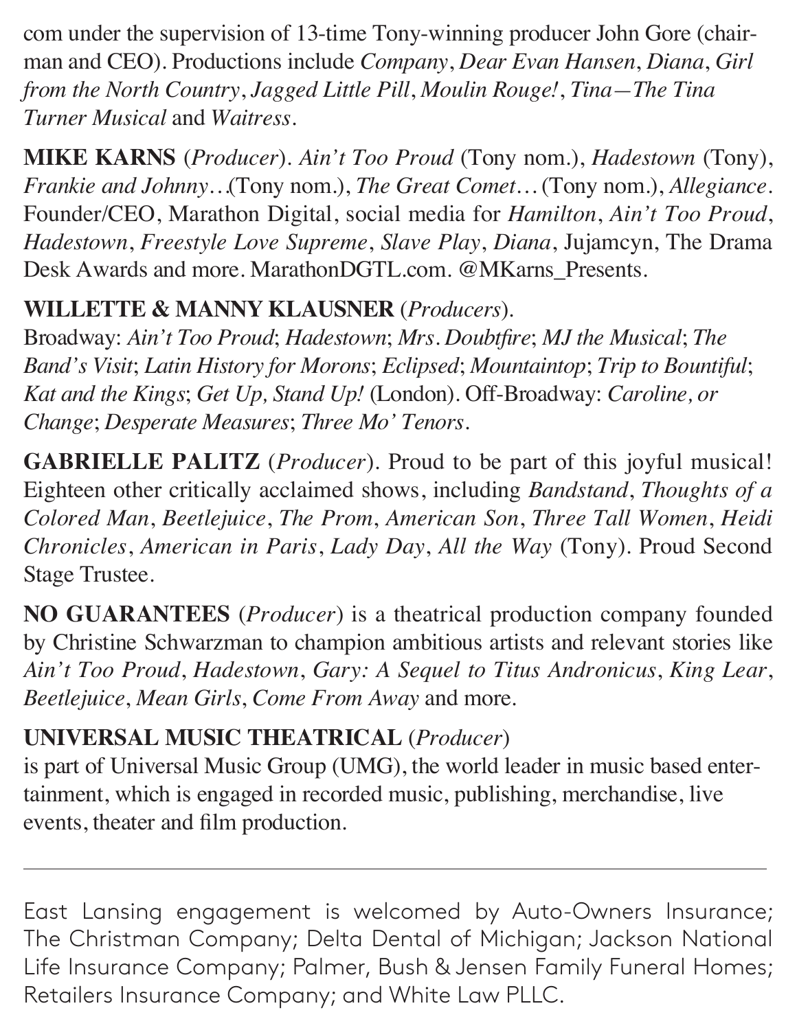com under the supervision of 13-time Tony-winning producer John Gore (chairman and CEO). Productions include *Company*, *Dear Evan Hansen*, *Diana*, *Girl from the North Country*, *Jagged Little Pill*, *Moulin Rouge!*, *Tina—The Tina Turner Musical* and *Waitress*.

**MIKE KARNS** (*Producer*). *Ain't Too Proud* (Tony nom.), *Hadestown* (Tony), *Frankie and Johnny…*(Tony nom.), *The Great Comet…* (Tony nom.), *Allegiance*. Founder/CEO, Marathon Digital, social media for *Hamilton*, *Ain't Too Proud*, *Hadestown*, *Freestyle Love Supreme*, *Slave Play*, *Diana*, Jujamcyn, The Drama Desk Awards and more. MarathonDGTL.com. @MKarns_Presents.

**WILLETTE & MANNY KLAUSNER** (*Producers*). Broadway: *Ain't Too Proud*; *Hadestown*; *Mrs. Doubtfire*; *MJ the Musical*; *The Band's Visit*; *Latin History for Morons*; *Eclipsed*; *Mountaintop*; *Trip to Bountiful*; *Kat and the Kings*; *Get Up, Stand Up!* (London). Off-Broadway: *Caroline, or Change*; *Desperate Measures*; *Three Mo' Tenors*.

**GABRIELLE PALITZ** (*Producer*). Proud to be part of this joyful musical! Eighteen other critically acclaimed shows, including *Bandstand*, *Thoughts of a Colored Man*, *Beetlejuice*, *The Prom*, *American Son*, *Three Tall Women*, *Heidi Chronicles*, *American in Paris*, *Lady Day*, *All the Way* (Tony). Proud Second Stage Trustee.

**NO GUARANTEES** (*Producer*) is a theatrical production company founded by Christine Schwarzman to champion ambitious artists and relevant stories like *Ain't Too Proud*, *Hadestown*, *Gary: A Sequel to Titus Andronicus*, *King Lear*, *Beetlejuice*, *Mean Girls*, *Come From Away* and more.

**UNIVERSAL MUSIC THEATRICAL** (*Producer*) is part of Universal Music Group (UMG), the world leader in music based entertainment, which is engaged in recorded music, publishing, merchandise, live events, theater and film production.

---

East Lansing engagement is welcomed by Auto-Owners Insurance; The Christman Company; Delta Dental of Michigan; Jackson National Life Insurance Company; Palmer, Bush & Jensen Family Funeral Homes; Retailers Insurance Company; and White Law PLLC.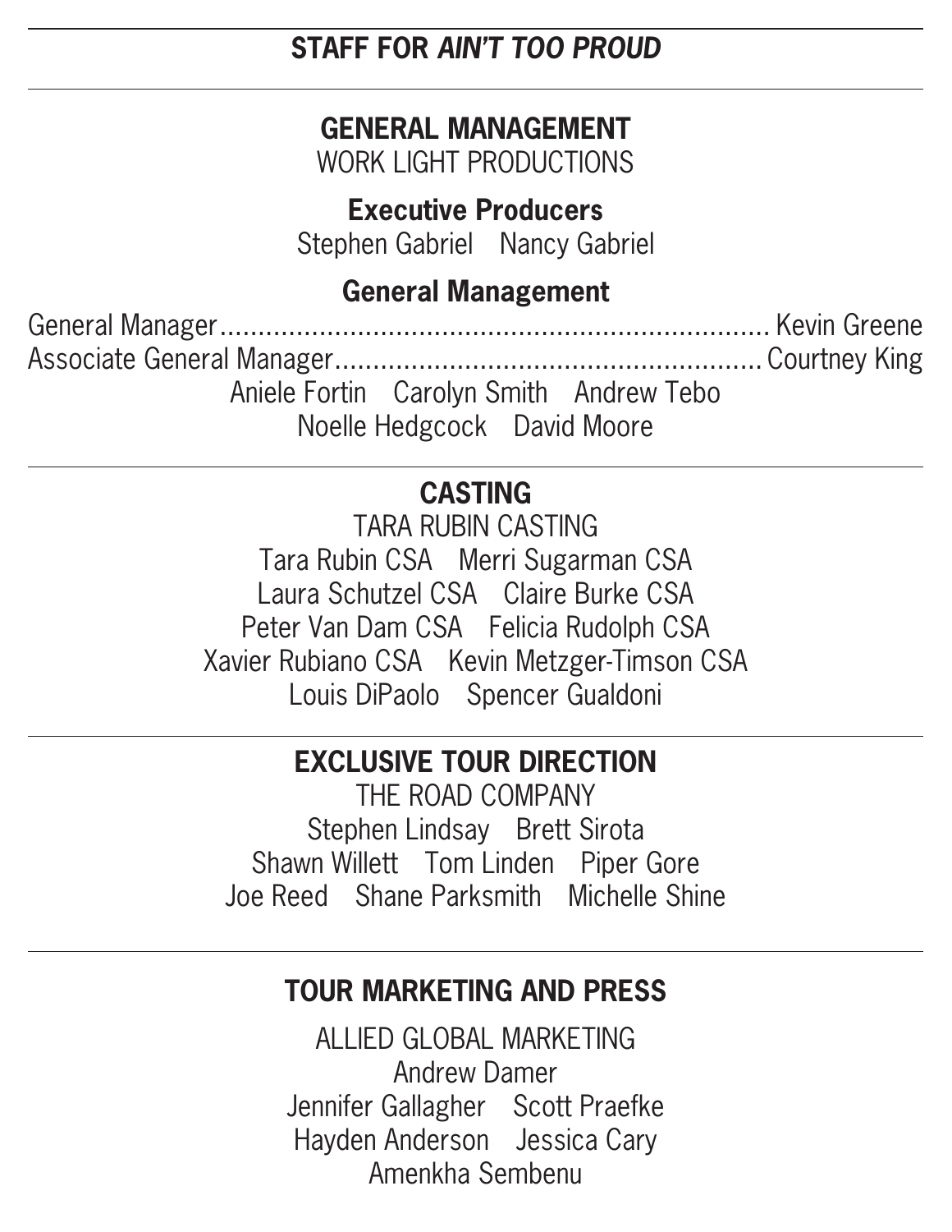## STAFF FOR *AIN'T TOO PROUD*

### GENERAL MANAGEMENT

WORK LIGHT PRODUCTIONS

**Executive Producers**

Stephen Gabriel    Nancy Gabriel

**General Management**

General Manager........................................................................ Kevin Greene
Associate General Manager....................................................... Courtney King

Aniele Fortin    Carolyn Smith    Andrew Tebo
Noelle Hedgcock    David Moore

### CASTING

TARA RUBIN CASTING

Tara Rubin CSA    Merri Sugarman CSA
Laura Schutzel CSA    Claire Burke CSA
Peter Van Dam CSA    Felicia Rudolph CSA
Xavier Rubiano CSA    Kevin Metzger-Timson CSA
Louis DiPaolo    Spencer Gualdoni

### EXCLUSIVE TOUR DIRECTION

THE ROAD COMPANY

Stephen Lindsay    Brett Sirota
Shawn Willett    Tom Linden    Piper Gore
Joe Reed    Shane Parksmith    Michelle Shine

### TOUR MARKETING AND PRESS

ALLIED GLOBAL MARKETING

Andrew Damer
Jennifer Gallagher    Scott Praefke
Hayden Anderson    Jessica Cary
Amenkha Sembenu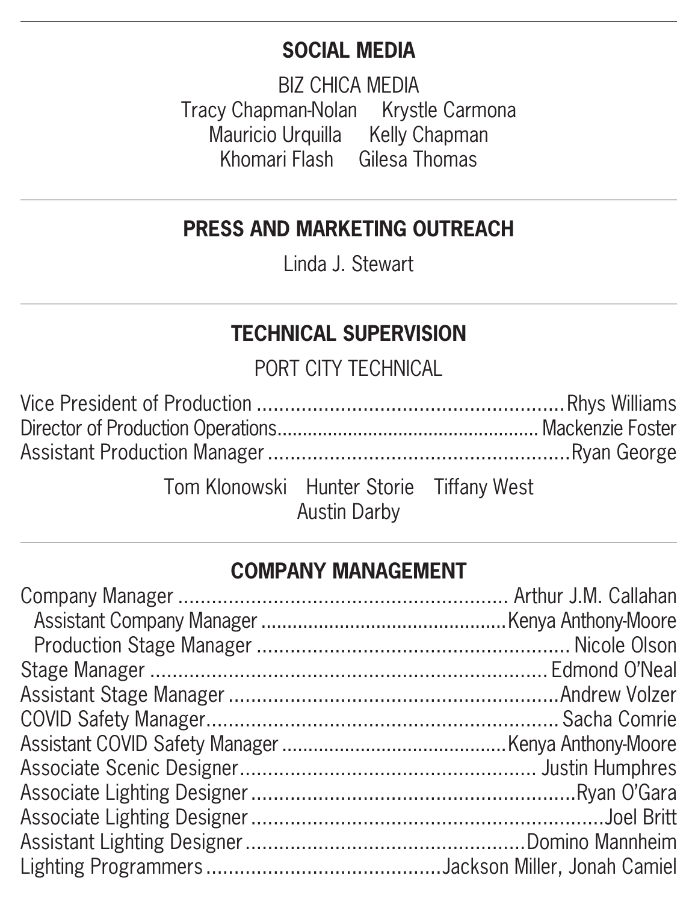## SOCIAL MEDIA

BIZ CHICA MEDIA

Tracy Chapman-Nolan    Krystle Carmona
Mauricio Urquilla    Kelly Chapman
Khomari Flash    Gilesa Thomas

## PRESS AND MARKETING OUTREACH

Linda J. Stewart

## TECHNICAL SUPERVISION

PORT CITY TECHNICAL

Vice President of Production ........ Rhys Williams
Director of Production Operations ........ Mackenzie Foster
Assistant Production Manager ........ Ryan George

Tom Klonowski    Hunter Storie    Tiffany West
Austin Darby

## COMPANY MANAGEMENT

Company Manager ........ Arthur J.M. Callahan
Assistant Company Manager ........ Kenya Anthony-Moore
Production Stage Manager ........ Nicole Olson
Stage Manager ........ Edmond O'Neal
Assistant Stage Manager ........ Andrew Volzer
COVID Safety Manager ........ Sacha Comrie
Assistant COVID Safety Manager ........ Kenya Anthony-Moore
Associate Scenic Designer ........ Justin Humphres
Associate Lighting Designer ........ Ryan O'Gara
Associate Lighting Designer ........ Joel Britt
Assistant Lighting Designer ........ Domino Mannheim
Lighting Programmers ........ Jackson Miller, Jonah Camiel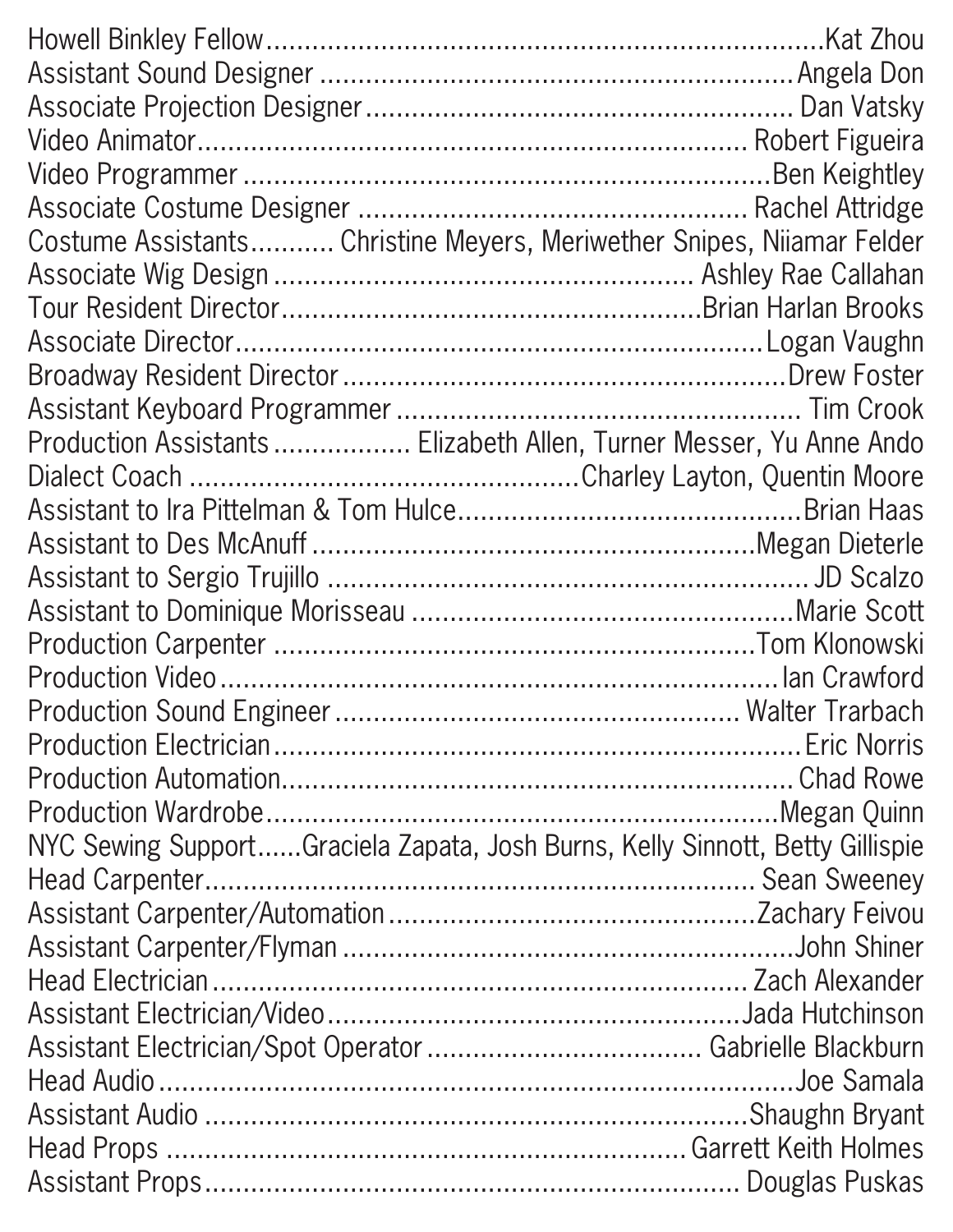Howell Binkley Fellow....................Kat Zhou
Assistant Sound Designer....................Angela Don
Associate Projection Designer....................Dan Vatsky
Video Animator....................Robert Figueira
Video Programmer....................Ben Keightley
Associate Costume Designer....................Rachel Attridge
Costume Assistants....................Christine Meyers, Meriwether Snipes, Niiamar Felder
Associate Wig Design....................Ashley Rae Callahan
Tour Resident Director....................Brian Harlan Brooks
Associate Director....................Logan Vaughn
Broadway Resident Director....................Drew Foster
Assistant Keyboard Programmer....................Tim Crook
Production Assistants....................Elizabeth Allen, Turner Messer, Yu Anne Ando
Dialect Coach....................Charley Layton, Quentin Moore
Assistant to Ira Pittelman & Tom Hulce....................Brian Haas
Assistant to Des McAnuff....................Megan Dieterle
Assistant to Sergio Trujillo....................JD Scalzo
Assistant to Dominique Morisseau....................Marie Scott
Production Carpenter....................Tom Klonowski
Production Video....................Ian Crawford
Production Sound Engineer....................Walter Trarbach
Production Electrician....................Eric Norris
Production Automation....................Chad Rowe
Production Wardrobe....................Megan Quinn
NYC Sewing Support......Graciela Zapata, Josh Burns, Kelly Sinnott, Betty Gillispie
Head Carpenter....................Sean Sweeney
Assistant Carpenter/Automation....................Zachary Feivou
Assistant Carpenter/Flyman....................John Shiner
Head Electrician....................Zach Alexander
Assistant Electrician/Video....................Jada Hutchinson
Assistant Electrician/Spot Operator....................Gabrielle Blackburn
Head Audio....................Joe Samala
Assistant Audio....................Shaughn Bryant
Head Props....................Garrett Keith Holmes
Assistant Props....................Douglas Puskas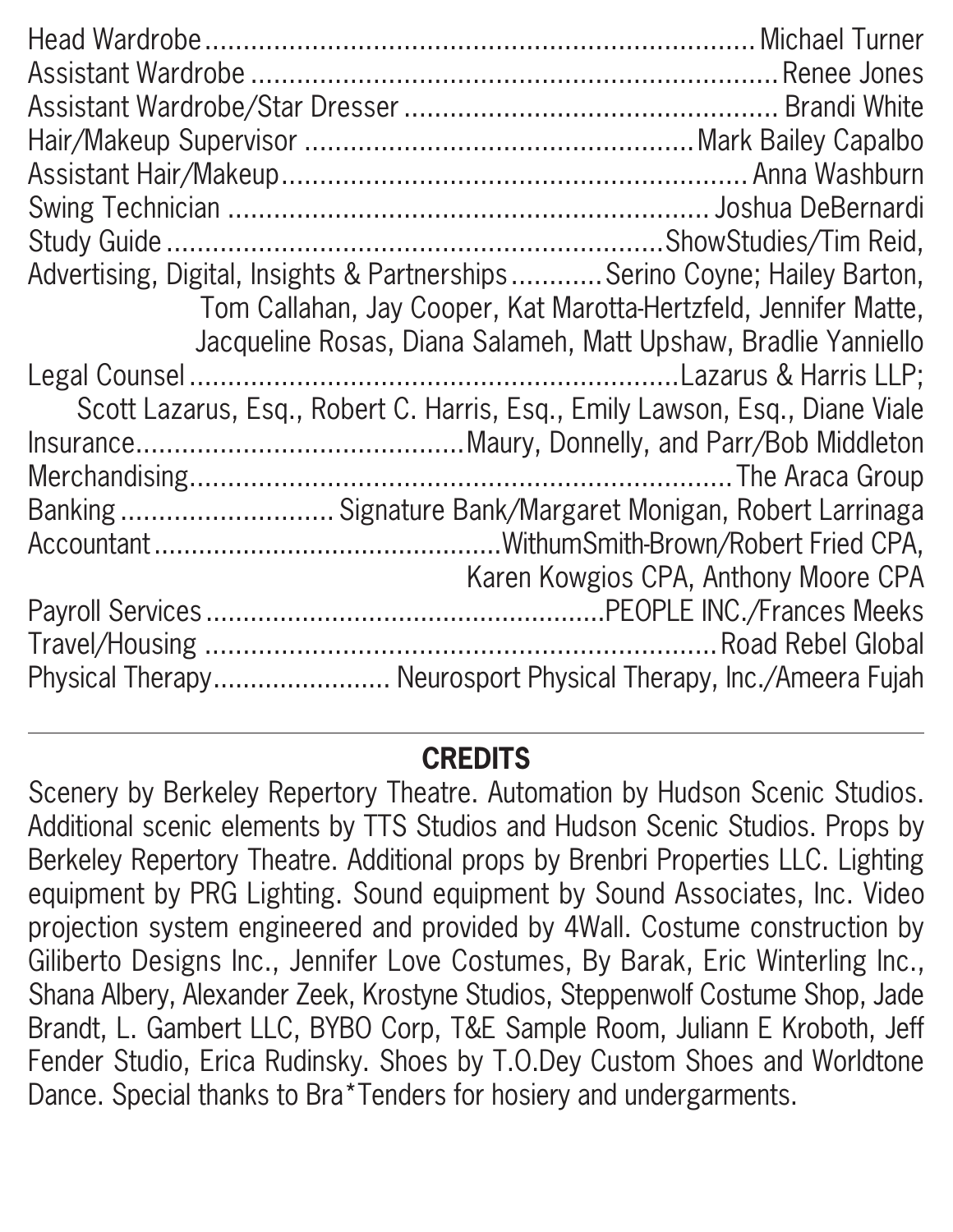Head Wardrobe ........ Michael Turner  
Assistant Wardrobe ........ Renee Jones  
Assistant Wardrobe/Star Dresser ........ Brandi White  
Hair/Makeup Supervisor ........ Mark Bailey Capalbo  
Assistant Hair/Makeup ........ Anna Washburn  
Swing Technician ........ Joshua DeBernardi  
Study Guide ........ ShowStudies/Tim Reid,  
Advertising, Digital, Insights & Partnerships ........ Serino Coyne; Hailey Barton, Tom Callahan, Jay Cooper, Kat Marotta-Hertzfeld, Jennifer Matte, Jacqueline Rosas, Diana Salameh, Matt Upshaw, Bradlie Yanniello  
Legal Counsel ........ Lazarus & Harris LLP; Scott Lazarus, Esq., Robert C. Harris, Esq., Emily Lawson, Esq., Diane Viale  
Insurance ........ Maury, Donnelly, and Parr/Bob Middleton  
Merchandising ........ The Araca Group  
Banking ........ Signature Bank/Margaret Monigan, Robert Larrinaga  
Accountant ........ WithumSmith-Brown/Robert Fried CPA, Karen Kowgios CPA, Anthony Moore CPA  
Payroll Services ........ PEOPLE INC./Frances Meeks  
Travel/Housing ........ Road Rebel Global  
Physical Therapy ........ Neurosport Physical Therapy, Inc./Ameera Fujah

---

## CREDITS

Scenery by Berkeley Repertory Theatre. Automation by Hudson Scenic Studios. Additional scenic elements by TTS Studios and Hudson Scenic Studios. Props by Berkeley Repertory Theatre. Additional props by Brenbri Properties LLC. Lighting equipment by PRG Lighting. Sound equipment by Sound Associates, Inc. Video projection system engineered and provided by 4Wall. Costume construction by Giliberto Designs Inc., Jennifer Love Costumes, By Barak, Eric Winterling Inc., Shana Albery, Alexander Zeek, Krostyne Studios, Steppenwolf Costume Shop, Jade Brandt, L. Gambert LLC, BYBO Corp, T&E Sample Room, Juliann E Kroboth, Jeff Fender Studio, Erica Rudinsky. Shoes by T.O.Dey Custom Shoes and Worldtone Dance. Special thanks to Bra*Tenders for hosiery and undergarments.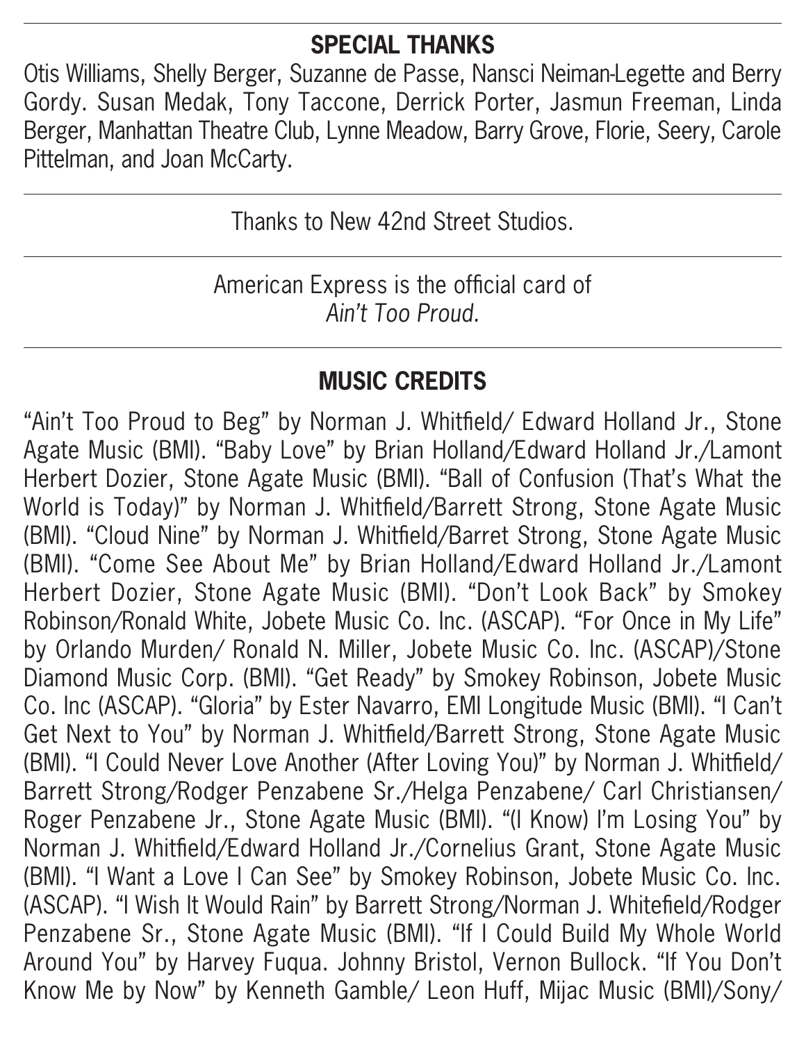## SPECIAL THANKS

Otis Williams, Shelly Berger, Suzanne de Passe, Nansci Neiman-Legette and Berry Gordy. Susan Medak, Tony Taccone, Derrick Porter, Jasmun Freeman, Linda Berger, Manhattan Theatre Club, Lynne Meadow, Barry Grove, Florie, Seery, Carole Pittelman, and Joan McCarty.

---

Thanks to New 42nd Street Studios.

---

American Express is the official card of *Ain't Too Proud.*

---

## MUSIC CREDITS

"Ain't Too Proud to Beg" by Norman J. Whitfield/ Edward Holland Jr., Stone Agate Music (BMI). "Baby Love" by Brian Holland/Edward Holland Jr./Lamont Herbert Dozier, Stone Agate Music (BMI). "Ball of Confusion (That's What the World is Today)" by Norman J. Whitfield/Barrett Strong, Stone Agate Music (BMI). "Cloud Nine" by Norman J. Whitfield/Barret Strong, Stone Agate Music (BMI). "Come See About Me" by Brian Holland/Edward Holland Jr./Lamont Herbert Dozier, Stone Agate Music (BMI). "Don't Look Back" by Smokey Robinson/Ronald White, Jobete Music Co. Inc. (ASCAP). "For Once in My Life" by Orlando Murden/ Ronald N. Miller, Jobete Music Co. Inc. (ASCAP)/Stone Diamond Music Corp. (BMI). "Get Ready" by Smokey Robinson, Jobete Music Co. Inc (ASCAP). "Gloria" by Ester Navarro, EMI Longitude Music (BMI). "I Can't Get Next to You" by Norman J. Whitfield/Barrett Strong, Stone Agate Music (BMI). "I Could Never Love Another (After Loving You)" by Norman J. Whitfield/ Barrett Strong/Rodger Penzabene Sr./Helga Penzabene/ Carl Christiansen/ Roger Penzabene Jr., Stone Agate Music (BMI). "(I Know) I'm Losing You" by Norman J. Whitfield/Edward Holland Jr./Cornelius Grant, Stone Agate Music (BMI). "I Want a Love I Can See" by Smokey Robinson, Jobete Music Co. Inc. (ASCAP). "I Wish It Would Rain" by Barrett Strong/Norman J. Whitefield/Rodger Penzabene Sr., Stone Agate Music (BMI). "If I Could Build My Whole World Around You" by Harvey Fuqua. Johnny Bristol, Vernon Bullock. "If You Don't Know Me by Now" by Kenneth Gamble/ Leon Huff, Mijac Music (BMI)/Sony/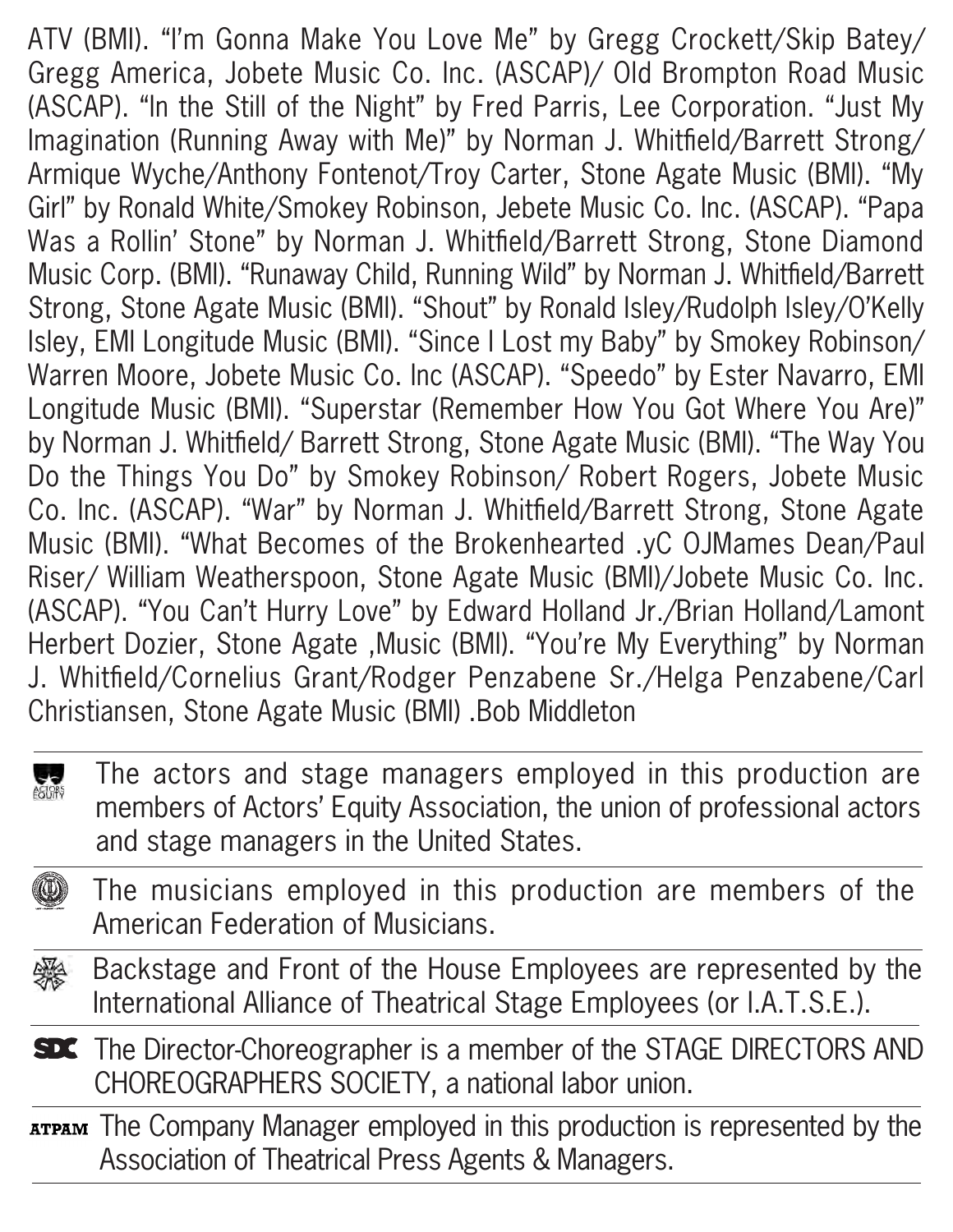ATV (BMI). “I’m Gonna Make You Love Me” by Gregg Crockett/Skip Batey/ Gregg America, Jobete Music Co. Inc. (ASCAP)/ Old Brompton Road Music (ASCAP). “In the Still of the Night” by Fred Parris, Lee Corporation. “Just My Imagination (Running Away with Me)” by Norman J. Whitfield/Barrett Strong/ Armique Wyche/Anthony Fontenot/Troy Carter, Stone Agate Music (BMI). “My Girl” by Ronald White/Smokey Robinson, Jebete Music Co. Inc. (ASCAP). “Papa Was a Rollin’ Stone” by Norman J. Whitfield/Barrett Strong, Stone Diamond Music Corp. (BMI). “Runaway Child, Running Wild” by Norman J. Whitfield/Barrett Strong, Stone Agate Music (BMI). “Shout” by Ronald Isley/Rudolph Isley/O’Kelly Isley, EMI Longitude Music (BMI). “Since I Lost my Baby” by Smokey Robinson/ Warren Moore, Jobete Music Co. Inc (ASCAP). “Speedo” by Ester Navarro, EMI Longitude Music (BMI). “Superstar (Remember How You Got Where You Are)” by Norman J. Whitfield/ Barrett Strong, Stone Agate Music (BMI). “The Way You Do the Things You Do” by Smokey Robinson/ Robert Rogers, Jobete Music Co. Inc. (ASCAP). “War” by Norman J. Whitfield/Barrett Strong, Stone Agate Music (BMI). “What Becomes of the Brokenhearted .yC OJMames Dean/Paul Riser/ William Weatherspoon, Stone Agate Music (BMI)/Jobete Music Co. Inc. (ASCAP). “You Can’t Hurry Love” by Edward Holland Jr./Brian Holland/Lamont Herbert Dozier, Stone Agate ,Music (BMI). “You’re My Everything” by Norman J. Whitfield/Cornelius Grant/Rodger Penzabene Sr./Helga Penzabene/Carl Christiansen, Stone Agate Music (BMI) .Bob Middleton

---

The actors and stage managers employed in this production are members of Actors’ Equity Association, the union of professional actors and stage managers in the United States.

---

The musicians employed in this production are members of the American Federation of Musicians.

---

Backstage and Front of the House Employees are represented by the International Alliance of Theatrical Stage Employees (or I.A.T.S.E.).

---

SDC The Director-Choreographer is a member of the STAGE DIRECTORS AND CHOREOGRAPHERS SOCIETY, a national labor union.

---

ATPAM The Company Manager employed in this production is represented by the Association of Theatrical Press Agents & Managers.